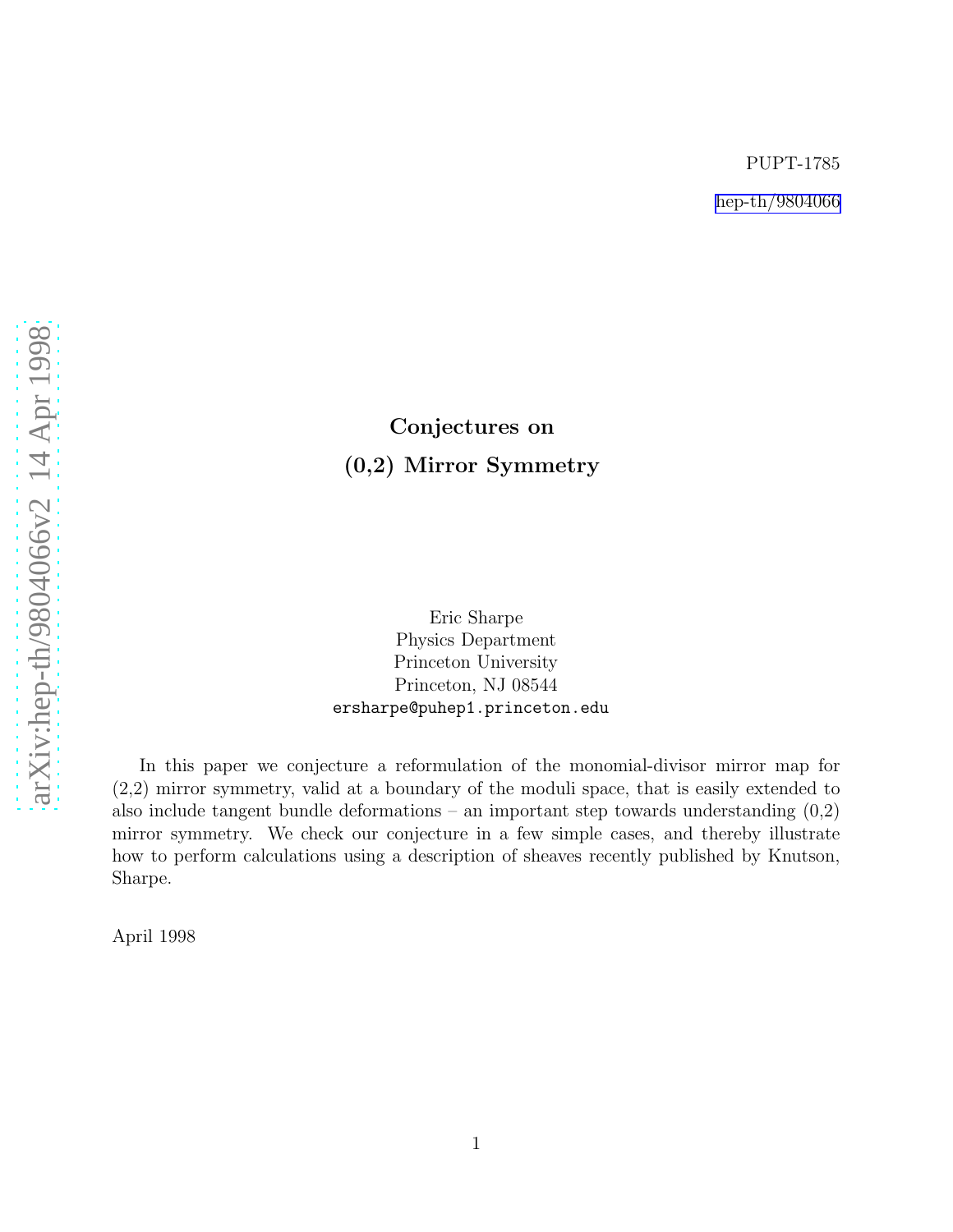PUPT-1785

hep-th/9804066

# Conjectures on (0,2) Mirror Symmetry

Eric Sharpe
Physics Department
Princeton University
Princeton, NJ 08544
ersharpe@puhep1.princeton.edu

In this paper we conjecture a reformulation of the monomial-divisor mirror map for (2,2) mirror symmetry, valid at a boundary of the moduli space, that is easily extended to also include tangent bundle deformations – an important step towards understanding (0,2) mirror symmetry. We check our conjecture in a few simple cases, and thereby illustrate how to perform calculations using a description of sheaves recently published by Knutson, Sharpe.

April 1998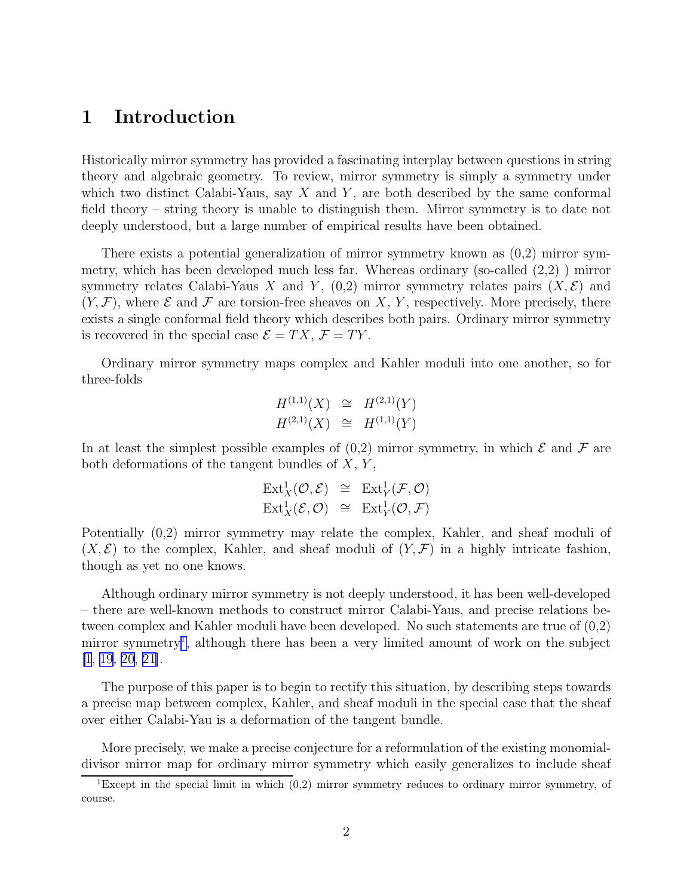# 1 Introduction

Historically mirror symmetry has provided a fascinating interplay between questions in string theory and algebraic geometry. To review, mirror symmetry is simply a symmetry under which two distinct Calabi-Yaus, say $X$ and $Y$, are both described by the same conformal field theory – string theory is unable to distinguish them. Mirror symmetry is to date not deeply understood, but a large number of empirical results have been obtained.

There exists a potential generalization of mirror symmetry known as (0,2) mirror symmetry, which has been developed much less far. Whereas ordinary (so-called (2,2) ) mirror symmetry relates Calabi-Yaus $X$ and $Y$, (0,2) mirror symmetry relates pairs $(X, \mathcal{E})$ and $(Y, \mathcal{F})$, where $\mathcal{E}$ and $\mathcal{F}$ are torsion-free sheaves on $X$, $Y$, respectively. More precisely, there exists a single conformal field theory which describes both pairs. Ordinary mirror symmetry is recovered in the special case $\mathcal{E} = TX$, $\mathcal{F} = TY$.

Ordinary mirror symmetry maps complex and Kahler moduli into one another, so for three-folds

$$
\begin{aligned}
H^{(1,1)}(X) &\cong H^{(2,1)}(Y) \\
H^{(2,1)}(X) &\cong H^{(1,1)}(Y)
\end{aligned}
$$

In at least the simplest possible examples of (0,2) mirror symmetry, in which $\mathcal{E}$ and $\mathcal{F}$ are both deformations of the tangent bundles of $X$, $Y$,

$$
\begin{aligned}
\mathrm{Ext}^1_X(\mathcal{O}, \mathcal{E}) &\cong \mathrm{Ext}^1_Y(\mathcal{F}, \mathcal{O}) \\
\mathrm{Ext}^1_X(\mathcal{E}, \mathcal{O}) &\cong \mathrm{Ext}^1_Y(\mathcal{O}, \mathcal{F})
\end{aligned}
$$

Potentially (0,2) mirror symmetry may relate the complex, Kahler, and sheaf moduli of $(X, \mathcal{E})$ to the complex, Kahler, and sheaf moduli of $(Y, \mathcal{F})$ in a highly intricate fashion, though as yet no one knows.

Although ordinary mirror symmetry is not deeply understood, it has been well-developed – there are well-known methods to construct mirror Calabi-Yaus, and precise relations between complex and Kahler moduli have been developed. No such statements are true of (0,2) mirror symmetry[1], although there has been a very limited amount of work on the subject [1, 19, 20, 21].

The purpose of this paper is to begin to rectify this situation, by describing steps towards a precise map between complex, Kahler, and sheaf moduli in the special case that the sheaf over either Calabi-Yau is a deformation of the tangent bundle.

More precisely, we make a precise conjecture for a reformulation of the existing monomial-divisor mirror map for ordinary mirror symmetry which easily generalizes to include sheaf

[1] Except in the special limit in which (0,2) mirror symmetry reduces to ordinary mirror symmetry, of course.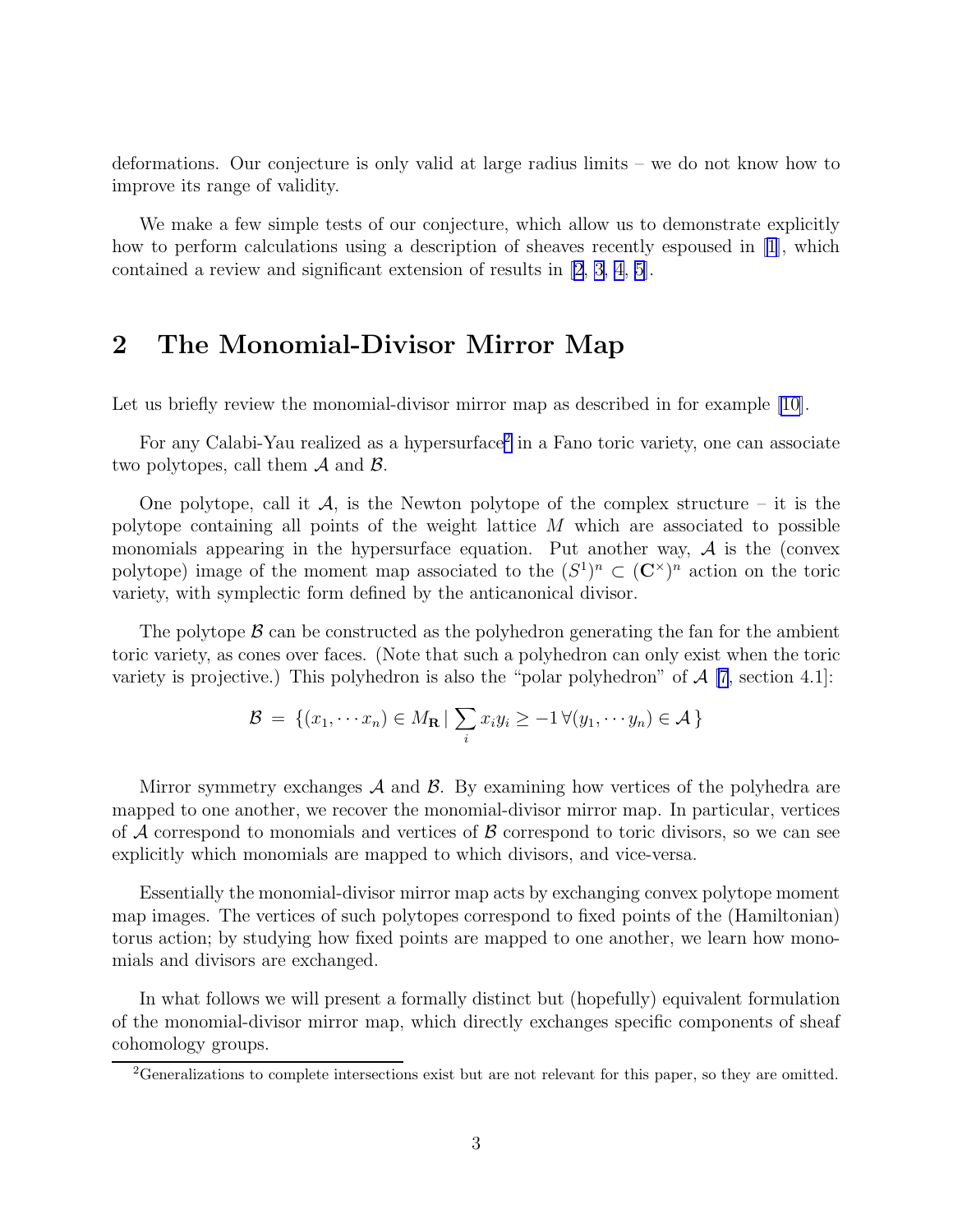deformations. Our conjecture is only valid at large radius limits – we do not know how to improve its range of validity.

We make a few simple tests of our conjecture, which allow us to demonstrate explicitly how to perform calculations using a description of sheaves recently espoused in [1], which contained a review and significant extension of results in [2, 3, 4, 5].

## 2 The Monomial-Divisor Mirror Map

Let us briefly review the monomial-divisor mirror map as described in for example [10].

For any Calabi-Yau realized as a hypersurface[2] in a Fano toric variety, one can associate two polytopes, call them $\mathcal{A}$ and $\mathcal{B}$.

One polytope, call it $\mathcal{A}$, is the Newton polytope of the complex structure – it is the polytope containing all points of the weight lattice $M$ which are associated to possible monomials appearing in the hypersurface equation. Put another way, $\mathcal{A}$ is the (convex polytope) image of the moment map associated to the $(S^1)^n \subset (\mathbf{C}^\times)^n$ action on the toric variety, with symplectic form defined by the anticanonical divisor.

The polytope $\mathcal{B}$ can be constructed as the polyhedron generating the fan for the ambient toric variety, as cones over faces. (Note that such a polyhedron can only exist when the toric variety is projective.) This polyhedron is also the "polar polyhedron" of $\mathcal{A}$ [7, section 4.1]:

$$\mathcal{B} \;=\; \{(x_1, \cdots x_n) \in M_{\mathbf{R}} \,|\, \sum_i x_i y_i \geq -1 \,\forall (y_1, \cdots y_n) \in \mathcal{A}\,\}$$

Mirror symmetry exchanges $\mathcal{A}$ and $\mathcal{B}$. By examining how vertices of the polyhedra are mapped to one another, we recover the monomial-divisor mirror map. In particular, vertices of $\mathcal{A}$ correspond to monomials and vertices of $\mathcal{B}$ correspond to toric divisors, so we can see explicitly which monomials are mapped to which divisors, and vice-versa.

Essentially the monomial-divisor mirror map acts by exchanging convex polytope moment map images. The vertices of such polytopes correspond to fixed points of the (Hamiltonian) torus action; by studying how fixed points are mapped to one another, we learn how monomials and divisors are exchanged.

In what follows we will present a formally distinct but (hopefully) equivalent formulation of the monomial-divisor mirror map, which directly exchanges specific components of sheaf cohomology groups.

[2] Generalizations to complete intersections exist but are not relevant for this paper, so they are omitted.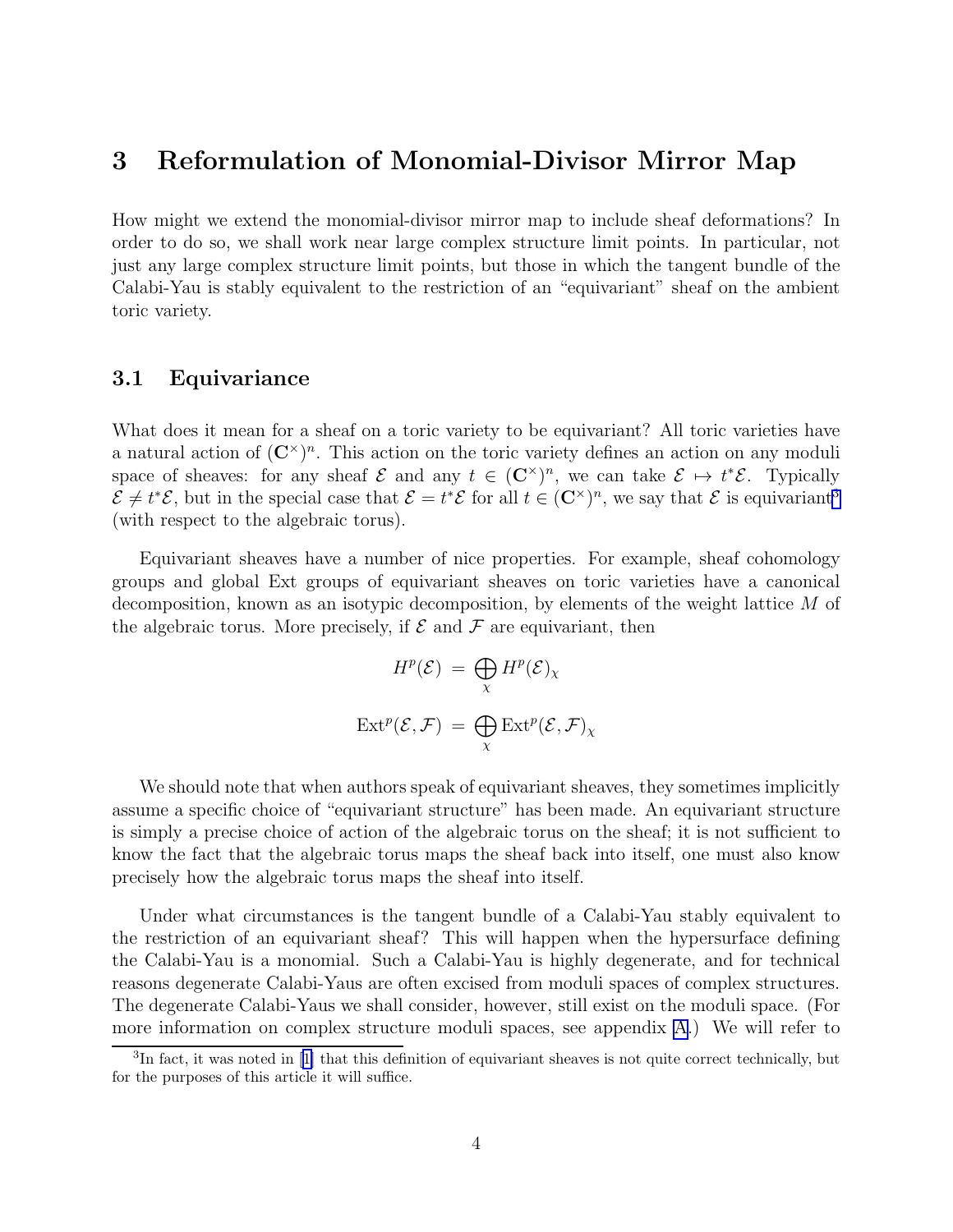# 3 Reformulation of Monomial-Divisor Mirror Map

How might we extend the monomial-divisor mirror map to include sheaf deformations? In order to do so, we shall work near large complex structure limit points. In particular, not just any large complex structure limit points, but those in which the tangent bundle of the Calabi-Yau is stably equivalent to the restriction of an "equivariant" sheaf on the ambient toric variety.

## 3.1 Equivariance

What does it mean for a sheaf on a toric variety to be equivariant? All toric varieties have a natural action of $(\mathbf{C}^\times)^n$. This action on the toric variety defines an action on any moduli space of sheaves: for any sheaf $\mathcal{E}$ and any $t \in (\mathbf{C}^\times)^n$, we can take $\mathcal{E} \mapsto t^*\mathcal{E}$. Typically $\mathcal{E} \neq t^*\mathcal{E}$, but in the special case that $\mathcal{E} = t^*\mathcal{E}$ for all $t \in (\mathbf{C}^\times)^n$, we say that $\mathcal{E}$ is equivariant[3] (with respect to the algebraic torus).

Equivariant sheaves have a number of nice properties. For example, sheaf cohomology groups and global Ext groups of equivariant sheaves on toric varieties have a canonical decomposition, known as an isotypic decomposition, by elements of the weight lattice $M$ of the algebraic torus. More precisely, if $\mathcal{E}$ and $\mathcal{F}$ are equivariant, then

$$H^p(\mathcal{E}) \;=\; \bigoplus_\chi H^p(\mathcal{E})_\chi$$

$$\mathrm{Ext}^p(\mathcal{E},\mathcal{F}) \;=\; \bigoplus_\chi \mathrm{Ext}^p(\mathcal{E},\mathcal{F})_\chi$$

We should note that when authors speak of equivariant sheaves, they sometimes implicitly assume a specific choice of "equivariant structure" has been made. An equivariant structure is simply a precise choice of action of the algebraic torus on the sheaf; it is not sufficient to know the fact that the algebraic torus maps the sheaf back into itself, one must also know precisely how the algebraic torus maps the sheaf into itself.

Under what circumstances is the tangent bundle of a Calabi-Yau stably equivalent to the restriction of an equivariant sheaf? This will happen when the hypersurface defining the Calabi-Yau is a monomial. Such a Calabi-Yau is highly degenerate, and for technical reasons degenerate Calabi-Yaus are often excised from moduli spaces of complex structures. The degenerate Calabi-Yaus we shall consider, however, still exist on the moduli space. (For more information on complex structure moduli spaces, see appendix A.) We will refer to

[3] In fact, it was noted in [1] that this definition of equivariant sheaves is not quite correct technically, but for the purposes of this article it will suffice.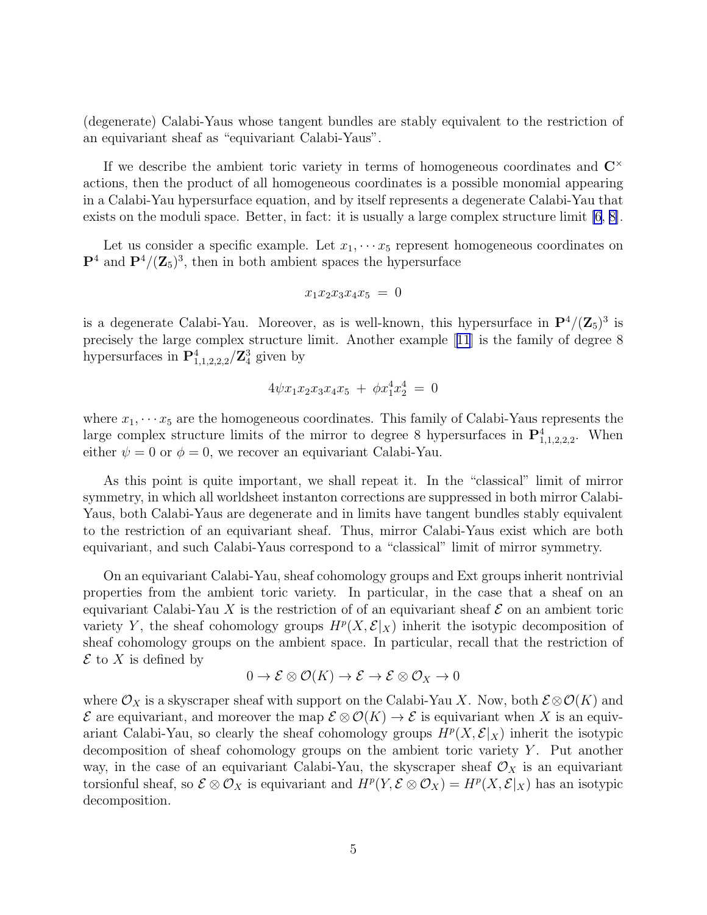(degenerate) Calabi-Yaus whose tangent bundles are stably equivalent to the restriction of an equivariant sheaf as "equivariant Calabi-Yaus".

If we describe the ambient toric variety in terms of homogeneous coordinates and $\mathbf{C}^\times$ actions, then the product of all homogeneous coordinates is a possible monomial appearing in a Calabi-Yau hypersurface equation, and by itself represents a degenerate Calabi-Yau that exists on the moduli space. Better, in fact: it is usually a large complex structure limit [6, 8].

Let us consider a specific example. Let $x_1, \cdots x_5$ represent homogeneous coordinates on $\mathbf{P}^4$ and $\mathbf{P}^4/(\mathbf{Z}_5)^3$, then in both ambient spaces the hypersurface

$$x_1 x_2 x_3 x_4 x_5 \;=\; 0$$

is a degenerate Calabi-Yau. Moreover, as is well-known, this hypersurface in $\mathbf{P}^4/(\mathbf{Z}_5)^3$ is precisely the large complex structure limit. Another example [11] is the family of degree 8 hypersurfaces in $\mathbf{P}^4_{1,1,2,2,2}/\mathbf{Z}_4^3$ given by

$$4\psi x_1 x_2 x_3 x_4 x_5 \;+\; \phi x_1^4 x_2^4 \;=\; 0$$

where $x_1, \cdots x_5$ are the homogeneous coordinates. This family of Calabi-Yaus represents the large complex structure limits of the mirror to degree 8 hypersurfaces in $\mathbf{P}^4_{1,1,2,2,2}$. When either $\psi = 0$ or $\phi = 0$, we recover an equivariant Calabi-Yau.

As this point is quite important, we shall repeat it. In the "classical" limit of mirror symmetry, in which all worldsheet instanton corrections are suppressed in both mirror Calabi-Yaus, both Calabi-Yaus are degenerate and in limits have tangent bundles stably equivalent to the restriction of an equivariant sheaf. Thus, mirror Calabi-Yaus exist which are both equivariant, and such Calabi-Yaus correspond to a "classical" limit of mirror symmetry.

On an equivariant Calabi-Yau, sheaf cohomology groups and Ext groups inherit nontrivial properties from the ambient toric variety. In particular, in the case that a sheaf on an equivariant Calabi-Yau $X$ is the restriction of of an equivariant sheaf $\mathcal{E}$ on an ambient toric variety $Y$, the sheaf cohomology groups $H^p(X, \mathcal{E}|_X)$ inherit the isotypic decomposition of sheaf cohomology groups on the ambient space. In particular, recall that the restriction of $\mathcal{E}$ to $X$ is defined by

$$0 \to \mathcal{E} \otimes \mathcal{O}(K) \to \mathcal{E} \to \mathcal{E} \otimes \mathcal{O}_X \to 0$$

where $\mathcal{O}_X$ is a skyscraper sheaf with support on the Calabi-Yau $X$. Now, both $\mathcal{E} \otimes \mathcal{O}(K)$ and $\mathcal{E}$ are equivariant, and moreover the map $\mathcal{E} \otimes \mathcal{O}(K) \to \mathcal{E}$ is equivariant when $X$ is an equivariant Calabi-Yau, so clearly the sheaf cohomology groups $H^p(X, \mathcal{E}|_X)$ inherit the isotypic decomposition of sheaf cohomology groups on the ambient toric variety $Y$. Put another way, in the case of an equivariant Calabi-Yau, the skyscraper sheaf $\mathcal{O}_X$ is an equivariant torsionful sheaf, so $\mathcal{E} \otimes \mathcal{O}_X$ is equivariant and $H^p(Y, \mathcal{E} \otimes \mathcal{O}_X) = H^p(X, \mathcal{E}|_X)$ has an isotypic decomposition.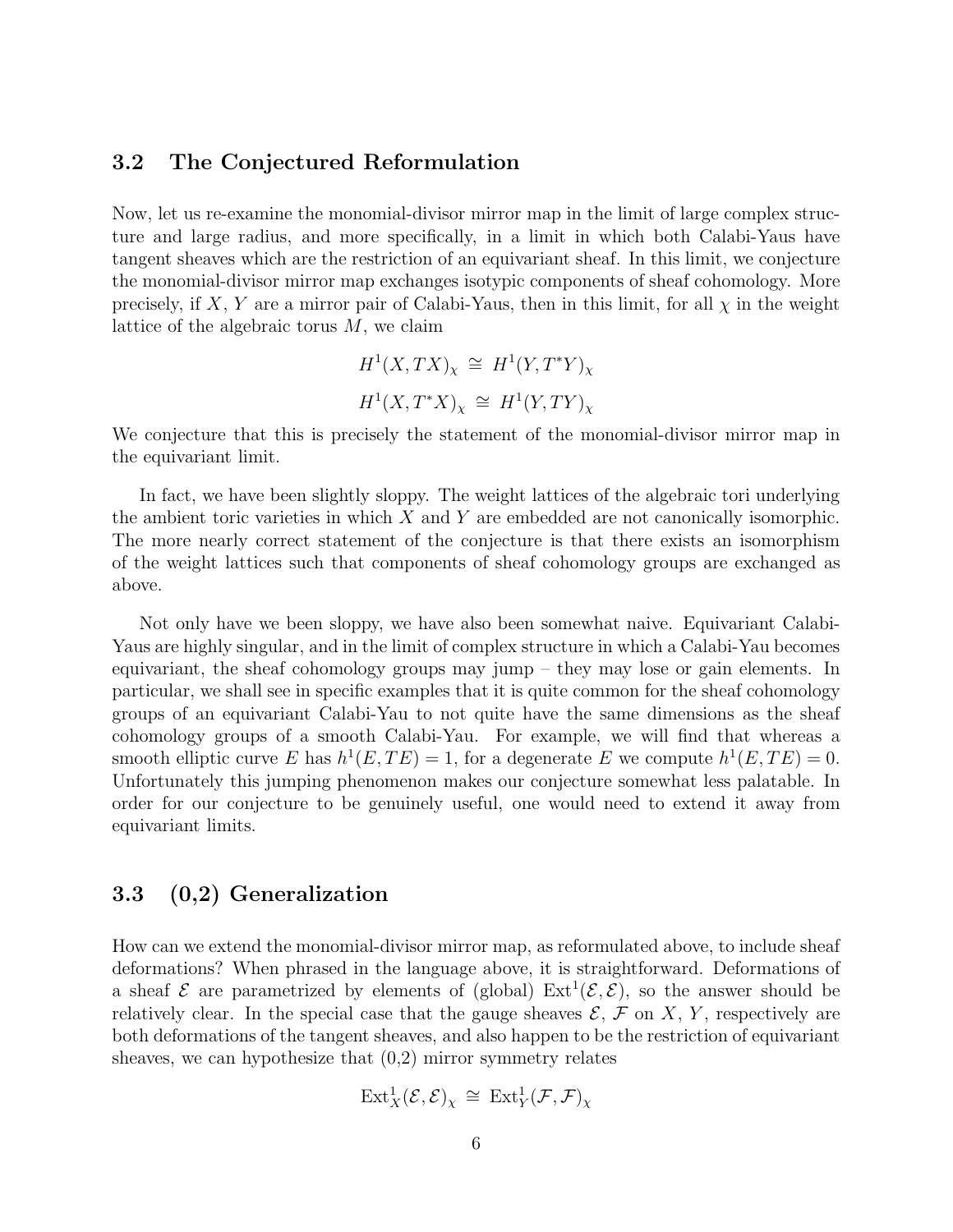### 3.2 The Conjectured Reformulation

Now, let us re-examine the monomial-divisor mirror map in the limit of large complex structure and large radius, and more specifically, in a limit in which both Calabi-Yaus have tangent sheaves which are the restriction of an equivariant sheaf. In this limit, we conjecture the monomial-divisor mirror map exchanges isotypic components of sheaf cohomology. More precisely, if $X$, $Y$ are a mirror pair of Calabi-Yaus, then in this limit, for all $\chi$ in the weight lattice of the algebraic torus $M$, we claim

$$H^1(X, TX)_\chi \;\cong\; H^1(Y, T^*Y)_\chi$$

$$H^1(X, T^*X)_\chi \;\cong\; H^1(Y, TY)_\chi$$

We conjecture that this is precisely the statement of the monomial-divisor mirror map in the equivariant limit.

In fact, we have been slightly sloppy. The weight lattices of the algebraic tori underlying the ambient toric varieties in which $X$ and $Y$ are embedded are not canonically isomorphic. The more nearly correct statement of the conjecture is that there exists an isomorphism of the weight lattices such that components of sheaf cohomology groups are exchanged as above.

Not only have we been sloppy, we have also been somewhat naive. Equivariant Calabi-Yaus are highly singular, and in the limit of complex structure in which a Calabi-Yau becomes equivariant, the sheaf cohomology groups may jump – they may lose or gain elements. In particular, we shall see in specific examples that it is quite common for the sheaf cohomology groups of an equivariant Calabi-Yau to not quite have the same dimensions as the sheaf cohomology groups of a smooth Calabi-Yau. For example, we will find that whereas a smooth elliptic curve $E$ has $h^1(E, TE) = 1$, for a degenerate $E$ we compute $h^1(E, TE) = 0$. Unfortunately this jumping phenomenon makes our conjecture somewhat less palatable. In order for our conjecture to be genuinely useful, one would need to extend it away from equivariant limits.

### 3.3 (0,2) Generalization

How can we extend the monomial-divisor mirror map, as reformulated above, to include sheaf deformations? When phrased in the language above, it is straightforward. Deformations of a sheaf $\mathcal{E}$ are parametrized by elements of (global) $\mathrm{Ext}^1(\mathcal{E}, \mathcal{E})$, so the answer should be relatively clear. In the special case that the gauge sheaves $\mathcal{E}$, $\mathcal{F}$ on $X$, $Y$, respectively are both deformations of the tangent sheaves, and also happen to be the restriction of equivariant sheaves, we can hypothesize that (0,2) mirror symmetry relates

$$\mathrm{Ext}^1_X(\mathcal{E}, \mathcal{E})_\chi \;\cong\; \mathrm{Ext}^1_Y(\mathcal{F}, \mathcal{F})_\chi$$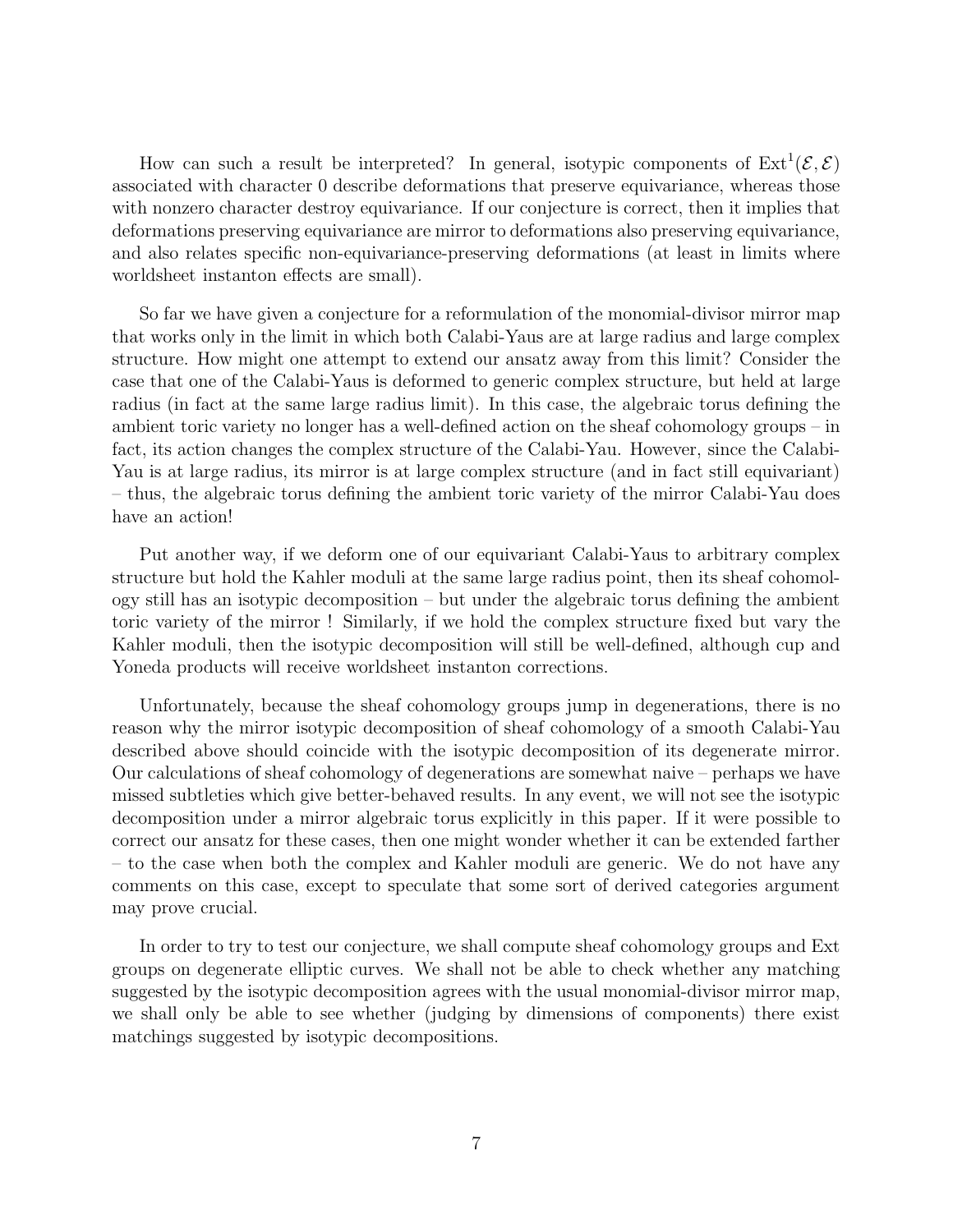How can such a result be interpreted? In general, isotypic components of $\mathrm{Ext}^1(\mathcal{E},\mathcal{E})$ associated with character 0 describe deformations that preserve equivariance, whereas those with nonzero character destroy equivariance. If our conjecture is correct, then it implies that deformations preserving equivariance are mirror to deformations also preserving equivariance, and also relates specific non-equivariance-preserving deformations (at least in limits where worldsheet instanton effects are small).

So far we have given a conjecture for a reformulation of the monomial-divisor mirror map that works only in the limit in which both Calabi-Yaus are at large radius and large complex structure. How might one attempt to extend our ansatz away from this limit? Consider the case that one of the Calabi-Yaus is deformed to generic complex structure, but held at large radius (in fact at the same large radius limit). In this case, the algebraic torus defining the ambient toric variety no longer has a well-defined action on the sheaf cohomology groups – in fact, its action changes the complex structure of the Calabi-Yau. However, since the Calabi-Yau is at large radius, its mirror is at large complex structure (and in fact still equivariant) – thus, the algebraic torus defining the ambient toric variety of the mirror Calabi-Yau does have an action!

Put another way, if we deform one of our equivariant Calabi-Yaus to arbitrary complex structure but hold the Kahler moduli at the same large radius point, then its sheaf cohomology still has an isotypic decomposition – but under the algebraic torus defining the ambient toric variety of the mirror ! Similarly, if we hold the complex structure fixed but vary the Kahler moduli, then the isotypic decomposition will still be well-defined, although cup and Yoneda products will receive worldsheet instanton corrections.

Unfortunately, because the sheaf cohomology groups jump in degenerations, there is no reason why the mirror isotypic decomposition of sheaf cohomology of a smooth Calabi-Yau described above should coincide with the isotypic decomposition of its degenerate mirror. Our calculations of sheaf cohomology of degenerations are somewhat naive – perhaps we have missed subtleties which give better-behaved results. In any event, we will not see the isotypic decomposition under a mirror algebraic torus explicitly in this paper. If it were possible to correct our ansatz for these cases, then one might wonder whether it can be extended farther – to the case when both the complex and Kahler moduli are generic. We do not have any comments on this case, except to speculate that some sort of derived categories argument may prove crucial.

In order to try to test our conjecture, we shall compute sheaf cohomology groups and Ext groups on degenerate elliptic curves. We shall not be able to check whether any matching suggested by the isotypic decomposition agrees with the usual monomial-divisor mirror map, we shall only be able to see whether (judging by dimensions of components) there exist matchings suggested by isotypic decompositions.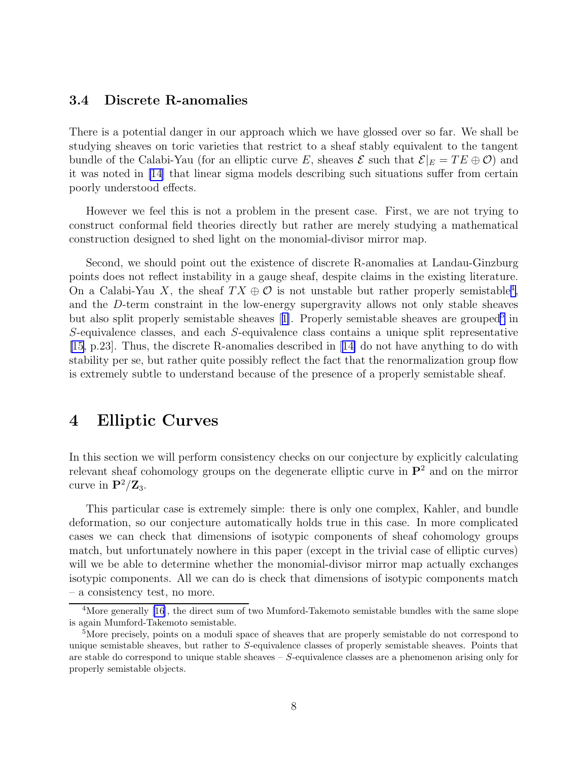### 3.4 Discrete R-anomalies

There is a potential danger in our approach which we have glossed over so far. We shall be studying sheaves on toric varieties that restrict to a sheaf stably equivalent to the tangent bundle of the Calabi-Yau (for an elliptic curve $E$, sheaves $\mathcal{E}$ such that $\mathcal{E}|_E = TE \oplus \mathcal{O}$) and it was noted in [14] that linear sigma models describing such situations suffer from certain poorly understood effects.

However we feel this is not a problem in the present case. First, we are not trying to construct conformal field theories directly but rather are merely studying a mathematical construction designed to shed light on the monomial-divisor mirror map.

Second, we should point out the existence of discrete R-anomalies at Landau-Ginzburg points does not reflect instability in a gauge sheaf, despite claims in the existing literature. On a Calabi-Yau $X$, the sheaf $TX \oplus \mathcal{O}$ is not unstable but rather properly semistable[4], and the $D$-term constraint in the low-energy supergravity allows not only stable sheaves but also split properly semistable sheaves [1]. Properly semistable sheaves are grouped[5] in $S$-equivalence classes, and each $S$-equivalence class contains a unique split representative [15, p.23]. Thus, the discrete R-anomalies described in [14] do not have anything to do with stability per se, but rather quite possibly reflect the fact that the renormalization group flow is extremely subtle to understand because of the presence of a properly semistable sheaf.

## 4 Elliptic Curves

In this section we will perform consistency checks on our conjecture by explicitly calculating relevant sheaf cohomology groups on the degenerate elliptic curve in $\mathbf{P}^2$ and on the mirror curve in $\mathbf{P}^2/\mathbf{Z}_3$.

This particular case is extremely simple: there is only one complex, Kahler, and bundle deformation, so our conjecture automatically holds true in this case. In more complicated cases we can check that dimensions of isotypic components of sheaf cohomology groups match, but unfortunately nowhere in this paper (except in the trivial case of elliptic curves) will we be able to determine whether the monomial-divisor mirror map actually exchanges isotypic components. All we can do is check that dimensions of isotypic components match – a consistency test, no more.

[4]More generally [16], the direct sum of two Mumford-Takemoto semistable bundles with the same slope is again Mumford-Takemoto semistable.

[5]More precisely, points on a moduli space of sheaves that are properly semistable do not correspond to unique semistable sheaves, but rather to $S$-equivalence classes of properly semistable sheaves. Points that are stable do correspond to unique stable sheaves – $S$-equivalence classes are a phenomenon arising only for properly semistable objects.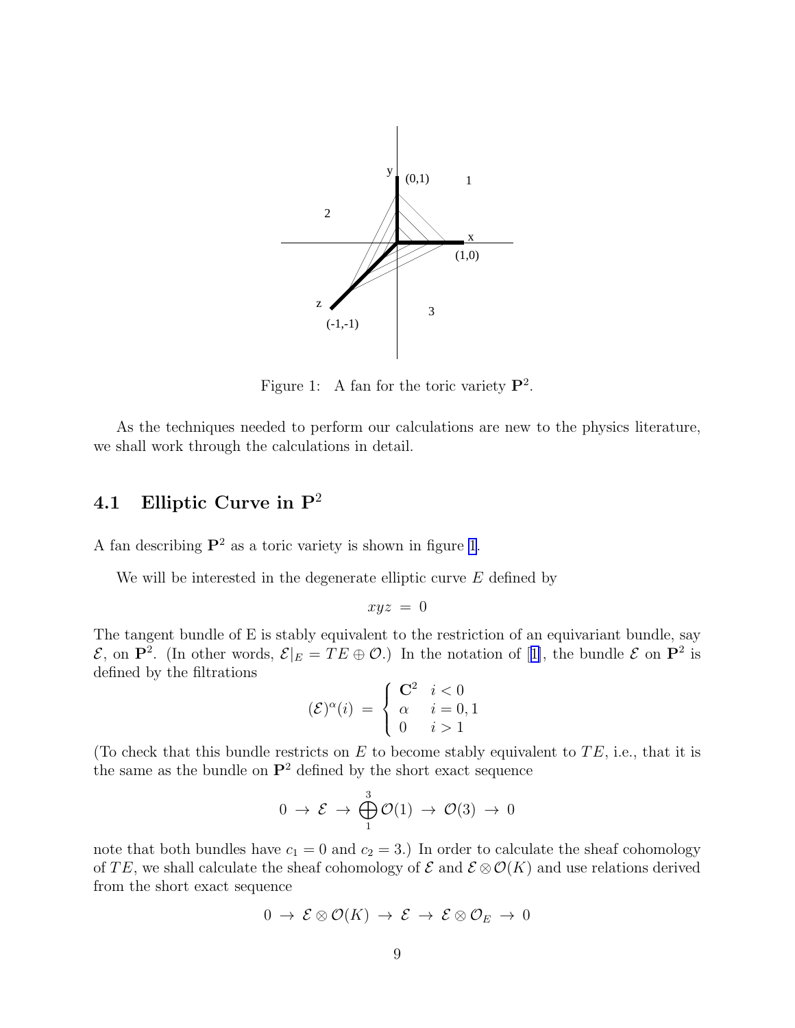Figure 1: A fan for the toric variety $\mathbf{P}^2$.

As the techniques needed to perform our calculations are new to the physics literature, we shall work through the calculations in detail.

### 4.1 Elliptic Curve in $\mathbf{P}^2$

A fan describing $\mathbf{P}^2$ as a toric variety is shown in figure 1.

We will be interested in the degenerate elliptic curve $E$ defined by

$$xyz = 0$$

The tangent bundle of E is stably equivalent to the restriction of an equivariant bundle, say $\mathcal{E}$, on $\mathbf{P}^2$. (In other words, $\mathcal{E}|_E = TE \oplus \mathcal{O}$.) In the notation of [1], the bundle $\mathcal{E}$ on $\mathbf{P}^2$ is defined by the filtrations

$$(\mathcal{E})^\alpha(i) = \begin{cases} \mathbf{C}^2 & i < 0 \\ \alpha & i = 0, 1 \\ 0 & i > 1 \end{cases}$$

(To check that this bundle restricts on $E$ to become stably equivalent to $TE$, i.e., that it is the same as the bundle on $\mathbf{P}^2$ defined by the short exact sequence

$$0 \to \mathcal{E} \to \bigoplus_1^3 \mathcal{O}(1) \to \mathcal{O}(3) \to 0$$

note that both bundles have $c_1 = 0$ and $c_2 = 3$.) In order to calculate the sheaf cohomology of $TE$, we shall calculate the sheaf cohomology of $\mathcal{E}$ and $\mathcal{E} \otimes \mathcal{O}(K)$ and use relations derived from the short exact sequence

$$0 \to \mathcal{E} \otimes \mathcal{O}(K) \to \mathcal{E} \to \mathcal{E} \otimes \mathcal{O}_E \to 0$$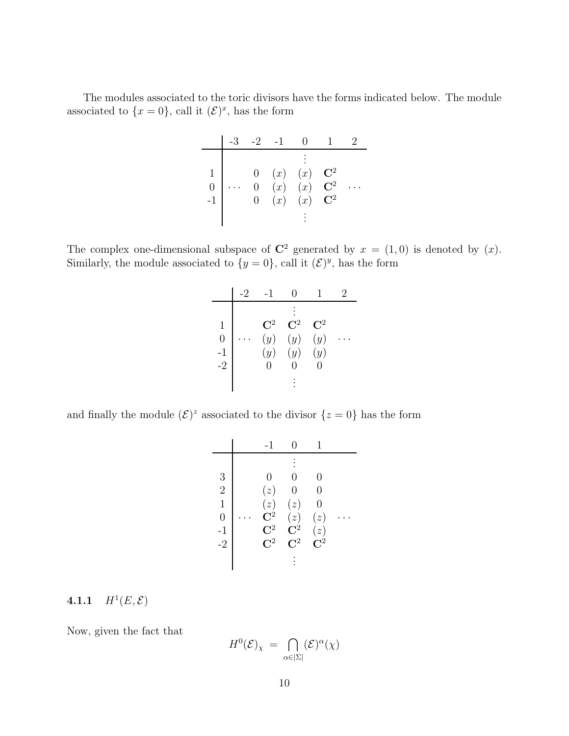The modules associated to the toric divisors have the forms indicated below. The module associated to $\{x = 0\}$, call it $(\mathcal{E})^x$, has the form

| | -3 | -2 | -1 | 0 | 1 | 2 |
|---|---|---|---|---|---|---|
| | | | | $\vdots$ | | |
| 1 | | 0 | $(x)$ | $(x)$ | $\mathbf{C}^2$ | |
| 0 | $\cdots$ | 0 | $(x)$ | $(x)$ | $\mathbf{C}^2$ | $\cdots$ |
| -1 | | 0 | $(x)$ | $(x)$ | $\mathbf{C}^2$ | |
| | | | | $\vdots$ | | |

The complex one-dimensional subspace of $\mathbf{C}^2$ generated by $x = (1, 0)$ is denoted by $(x)$. Similarly, the module associated to $\{y = 0\}$, call it $(\mathcal{E})^y$, has the form

| | -2 | -1 | 0 | 1 | 2 |
|---|---|---|---|---|---|
| | | | $\vdots$ | | |
| 1 | | $\mathbf{C}^2$ | $\mathbf{C}^2$ | $\mathbf{C}^2$ | |
| 0 | $\cdots$ | $(y)$ | $(y)$ | $(y)$ | $\cdots$ |
| -1 | | $(y)$ | $(y)$ | $(y)$ | |
| -2 | | 0 | 0 | 0 | |
| | | | $\vdots$ | | |

and finally the module $(\mathcal{E})^z$ associated to the divisor $\{z = 0\}$ has the form

| | | -1 | 0 | 1 | |
|---|---|---|---|---|---|
| | | | $\vdots$ | | |
| 3 | | 0 | 0 | 0 | |
| 2 | | $(z)$ | 0 | 0 | |
| 1 | | $(z)$ | $(z)$ | 0 | |
| 0 | $\cdots$ | $\mathbf{C}^2$ | $(z)$ | $(z)$ | $\cdots$ |
| -1 | | $\mathbf{C}^2$ | $\mathbf{C}^2$ | $(z)$ | |
| -2 | | $\mathbf{C}^2$ | $\mathbf{C}^2$ | $\mathbf{C}^2$ | |
| | | | $\vdots$ | | |

#### 4.1.1 $H^1(E, \mathcal{E})$

Now, given the fact that

$$H^0(\mathcal{E})_\chi \;=\; \bigcap_{\alpha \in |\Sigma|} (\mathcal{E})^\alpha(\chi)$$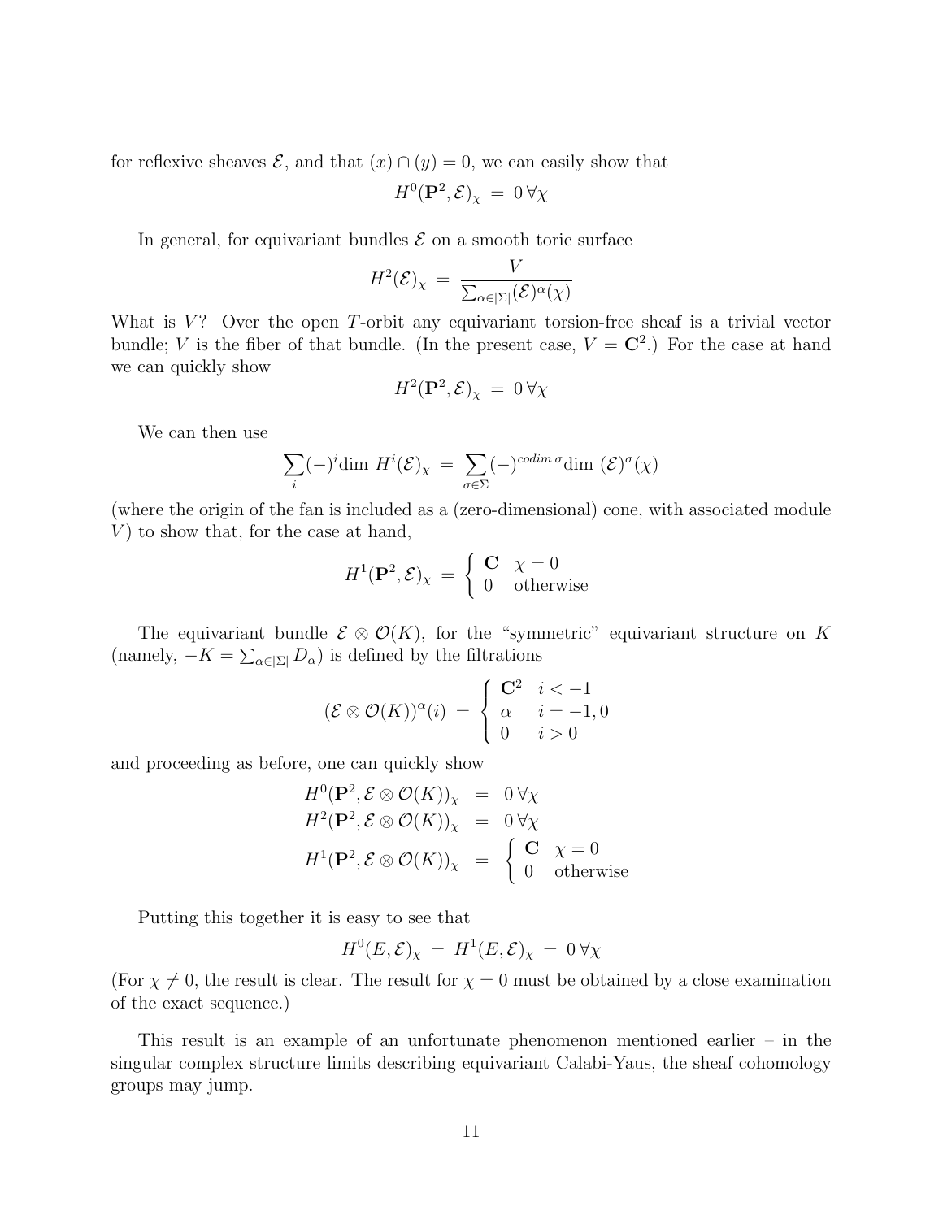for reflexive sheaves $\mathcal{E}$, and that $(x) \cap (y) = 0$, we can easily show that

$$H^0(\mathbf{P}^2, \mathcal{E})_\chi \;=\; 0 \,\forall \chi$$

In general, for equivariant bundles $\mathcal{E}$ on a smooth toric surface

$$H^2(\mathcal{E})_\chi \;=\; \frac{V}{\sum_{\alpha \in |\Sigma|} (\mathcal{E})^\alpha(\chi)}$$

What is $V$? Over the open $T$-orbit any equivariant torsion-free sheaf is a trivial vector bundle; $V$ is the fiber of that bundle. (In the present case, $V = \mathbf{C}^2$.) For the case at hand we can quickly show

$$H^2(\mathbf{P}^2, \mathcal{E})_\chi \;=\; 0 \,\forall \chi$$

We can then use

$$\sum_i (-)^i \text{dim } H^i(\mathcal{E})_\chi \;=\; \sum_{\sigma \in \Sigma} (-)^{codim\, \sigma} \text{dim } (\mathcal{E})^\sigma(\chi)$$

(where the origin of the fan is included as a (zero-dimensional) cone, with associated module $V$) to show that, for the case at hand,

$$H^1(\mathbf{P}^2, \mathcal{E})_\chi \;=\; \left\{ \begin{array}{ll} \mathbf{C} & \chi = 0 \\ 0 & \text{otherwise} \end{array} \right.$$

The equivariant bundle $\mathcal{E} \otimes \mathcal{O}(K)$, for the "symmetric" equivariant structure on $K$ (namely, $-K = \sum_{\alpha \in |\Sigma|} D_\alpha$) is defined by the filtrations

$$(\mathcal{E} \otimes \mathcal{O}(K))^\alpha(i) \;=\; \left\{ \begin{array}{ll} \mathbf{C}^2 & i < -1 \\ \alpha & i = -1, 0 \\ 0 & i > 0 \end{array} \right.$$

and proceeding as before, one can quickly show

$$\begin{array}{rcl} H^0(\mathbf{P}^2, \mathcal{E} \otimes \mathcal{O}(K))_\chi & = & 0 \,\forall \chi \\ H^2(\mathbf{P}^2, \mathcal{E} \otimes \mathcal{O}(K))_\chi & = & 0 \,\forall \chi \\ H^1(\mathbf{P}^2, \mathcal{E} \otimes \mathcal{O}(K))_\chi & = & \left\{ \begin{array}{ll} \mathbf{C} & \chi = 0 \\ 0 & \text{otherwise} \end{array} \right. \end{array}$$

Putting this together it is easy to see that

$$H^0(E, \mathcal{E})_\chi \;=\; H^1(E, \mathcal{E})_\chi \;=\; 0 \,\forall \chi$$

(For $\chi \neq 0$, the result is clear. The result for $\chi = 0$ must be obtained by a close examination of the exact sequence.)

This result is an example of an unfortunate phenomenon mentioned earlier – in the singular complex structure limits describing equivariant Calabi-Yaus, the sheaf cohomology groups may jump.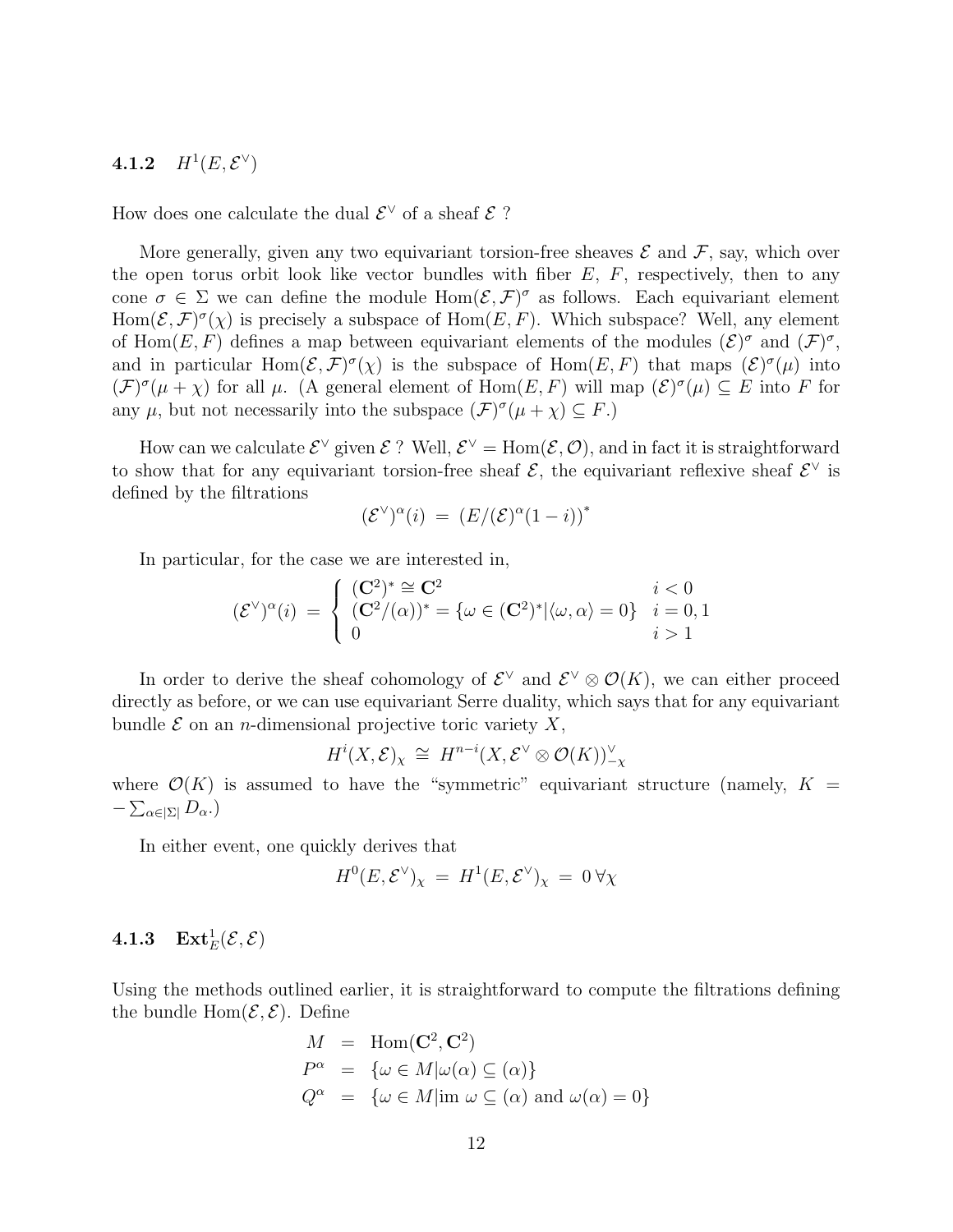### 4.1.2 $H^1(E, \mathcal{E}^\vee)$

How does one calculate the dual $\mathcal{E}^\vee$ of a sheaf $\mathcal{E}$ ?

More generally, given any two equivariant torsion-free sheaves $\mathcal{E}$ and $\mathcal{F}$, say, which over the open torus orbit look like vector bundles with fiber $E$, $F$, respectively, then to any cone $\sigma \in \Sigma$ we can define the module $\mathrm{Hom}(\mathcal{E}, \mathcal{F})^\sigma$ as follows. Each equivariant element $\mathrm{Hom}(\mathcal{E}, \mathcal{F})^\sigma(\chi)$ is precisely a subspace of $\mathrm{Hom}(E, F)$. Which subspace? Well, any element of $\mathrm{Hom}(E, F)$ defines a map between equivariant elements of the modules $(\mathcal{E})^\sigma$ and $(\mathcal{F})^\sigma$, and in particular $\mathrm{Hom}(\mathcal{E}, \mathcal{F})^\sigma(\chi)$ is the subspace of $\mathrm{Hom}(E, F)$ that maps $(\mathcal{E})^\sigma(\mu)$ into $(\mathcal{F})^\sigma(\mu + \chi)$ for all $\mu$. (A general element of $\mathrm{Hom}(E, F)$ will map $(\mathcal{E})^\sigma(\mu) \subseteq E$ into $F$ for any $\mu$, but not necessarily into the subspace $(\mathcal{F})^\sigma(\mu + \chi) \subseteq F$.)

How can we calculate $\mathcal{E}^\vee$ given $\mathcal{E}$ ? Well, $\mathcal{E}^\vee = \mathrm{Hom}(\mathcal{E}, \mathcal{O})$, and in fact it is straightforward to show that for any equivariant torsion-free sheaf $\mathcal{E}$, the equivariant reflexive sheaf $\mathcal{E}^\vee$ is defined by the filtrations

$$(\mathcal{E}^\vee)^\alpha(i) \;=\; \left(E/(\mathcal{E})^\alpha(1-i)\right)^*$$

In particular, for the case we are interested in,

$$(\mathcal{E}^\vee)^\alpha(i) \;=\; \left\{ \begin{array}{ll} (\mathbf{C}^2)^* \cong \mathbf{C}^2 & i < 0 \\ (\mathbf{C}^2/(\alpha))^* = \{\omega \in (\mathbf{C}^2)^* | \langle \omega, \alpha \rangle = 0\} & i = 0, 1 \\ 0 & i > 1 \end{array} \right.$$

In order to derive the sheaf cohomology of $\mathcal{E}^\vee$ and $\mathcal{E}^\vee \otimes \mathcal{O}(K)$, we can either proceed directly as before, or we can use equivariant Serre duality, which says that for any equivariant bundle $\mathcal{E}$ on an $n$-dimensional projective toric variety $X$,

$$H^i(X, \mathcal{E})_\chi \;\cong\; H^{n-i}(X, \mathcal{E}^\vee \otimes \mathcal{O}(K))^\vee_{-\chi}$$

where $\mathcal{O}(K)$ is assumed to have the "symmetric" equivariant structure (namely, $K = -\sum_{\alpha \in |\Sigma|} D_\alpha$.)

In either event, one quickly derives that

$$H^0(E, \mathcal{E}^\vee)_\chi \;=\; H^1(E, \mathcal{E}^\vee)_\chi \;=\; 0 \;\forall \chi$$

### 4.1.3 $\mathrm{Ext}^1_E(\mathcal{E}, \mathcal{E})$

Using the methods outlined earlier, it is straightforward to compute the filtrations defining the bundle $\mathrm{Hom}(\mathcal{E}, \mathcal{E})$. Define

$$\begin{array}{rcl} M & = & \mathrm{Hom}(\mathbf{C}^2, \mathbf{C}^2) \\ P^\alpha & = & \{\omega \in M | \omega(\alpha) \subseteq (\alpha)\} \\ Q^\alpha & = & \{\omega \in M | \mathrm{im}\ \omega \subseteq (\alpha) \text{ and } \omega(\alpha) = 0\} \end{array}$$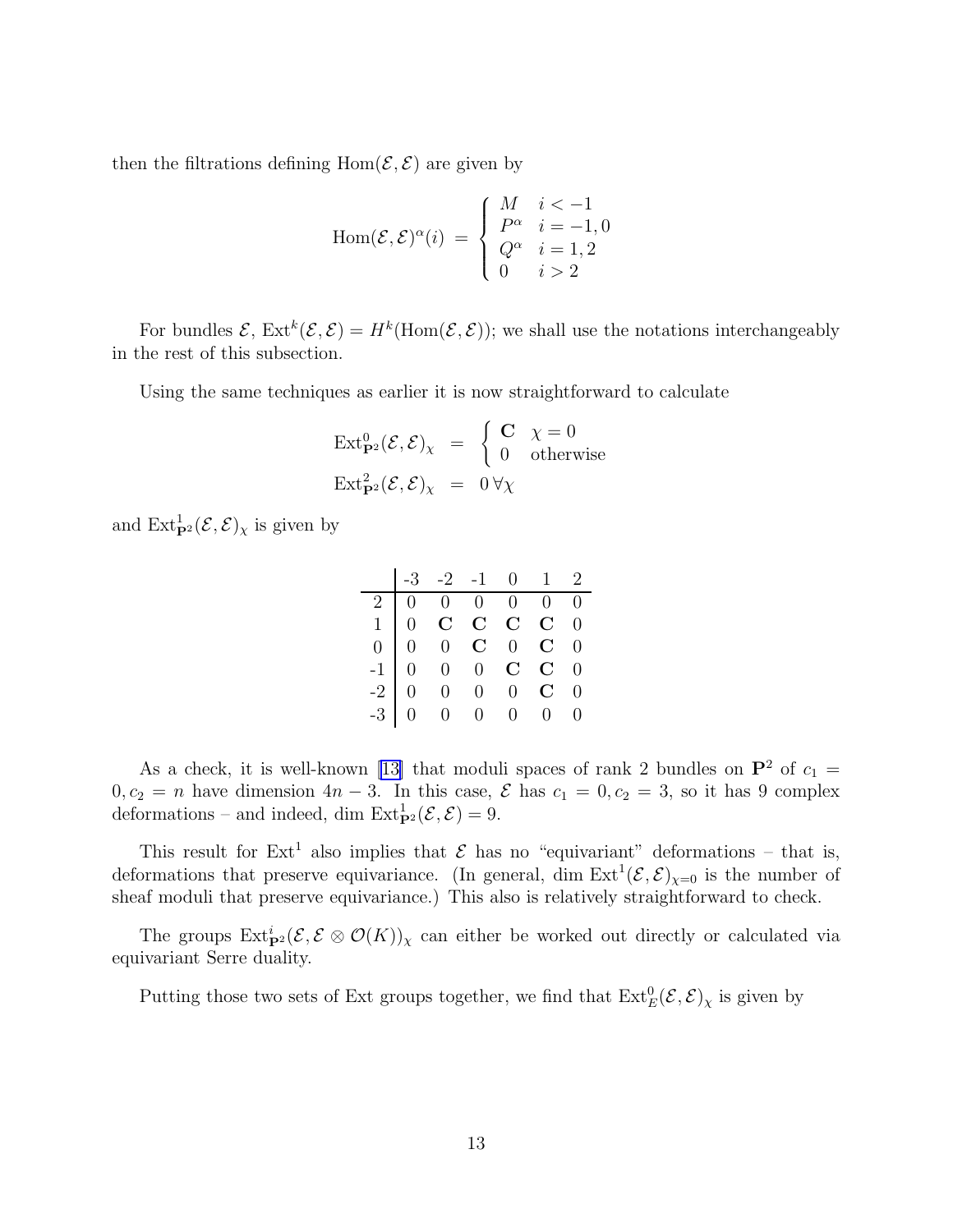then the filtrations defining $\mathrm{Hom}(\mathcal{E}, \mathcal{E})$ are given by

$$
\mathrm{Hom}(\mathcal{E}, \mathcal{E})^\alpha(i) \;=\; \left\{ \begin{array}{ll} M & i < -1 \\ P^\alpha & i = -1, 0 \\ Q^\alpha & i = 1, 2 \\ 0 & i > 2 \end{array} \right.
$$

For bundles $\mathcal{E}$, $\mathrm{Ext}^k(\mathcal{E}, \mathcal{E}) = H^k(\mathrm{Hom}(\mathcal{E}, \mathcal{E}))$; we shall use the notations interchangeably in the rest of this subsection.

Using the same techniques as earlier it is now straightforward to calculate

$$
\begin{aligned}
\mathrm{Ext}^0_{\mathbf{P}^2}(\mathcal{E}, \mathcal{E})_\chi &= \left\{ \begin{array}{ll} \mathbf{C} & \chi = 0 \\ 0 & \text{otherwise} \end{array} \right. \\
\mathrm{Ext}^2_{\mathbf{P}^2}(\mathcal{E}, \mathcal{E})_\chi &= 0 \, \forall \chi
\end{aligned}
$$

and $\mathrm{Ext}^1_{\mathbf{P}^2}(\mathcal{E}, \mathcal{E})_\chi$ is given by

| | -3 | -2 | -1 | 0 | 1 | 2 |
|---|---|---|---|---|---|---|
| 2 | 0 | 0 | 0 | 0 | 0 | 0 |
| 1 | 0 | $\mathbf{C}$ | $\mathbf{C}$ | $\mathbf{C}$ | $\mathbf{C}$ | 0 |
| 0 | 0 | 0 | $\mathbf{C}$ | 0 | $\mathbf{C}$ | 0 |
| -1 | 0 | 0 | 0 | $\mathbf{C}$ | $\mathbf{C}$ | 0 |
| -2 | 0 | 0 | 0 | 0 | $\mathbf{C}$ | 0 |
| -3 | 0 | 0 | 0 | 0 | 0 | 0 |

As a check, it is well-known [13] that moduli spaces of rank 2 bundles on $\mathbf{P}^2$ of $c_1 = 0, c_2 = n$ have dimension $4n - 3$. In this case, $\mathcal{E}$ has $c_1 = 0, c_2 = 3$, so it has 9 complex deformations – and indeed, dim $\mathrm{Ext}^1_{\mathbf{P}^2}(\mathcal{E}, \mathcal{E}) = 9$.

This result for $\mathrm{Ext}^1$ also implies that $\mathcal{E}$ has no "equivariant" deformations – that is, deformations that preserve equivariance. (In general, dim $\mathrm{Ext}^1(\mathcal{E}, \mathcal{E})_{\chi=0}$ is the number of sheaf moduli that preserve equivariance.) This also is relatively straightforward to check.

The groups $\mathrm{Ext}^i_{\mathbf{P}^2}(\mathcal{E}, \mathcal{E} \otimes \mathcal{O}(K))_\chi$ can either be worked out directly or calculated via equivariant Serre duality.

Putting those two sets of Ext groups together, we find that $\mathrm{Ext}^0_E(\mathcal{E}, \mathcal{E})_\chi$ is given by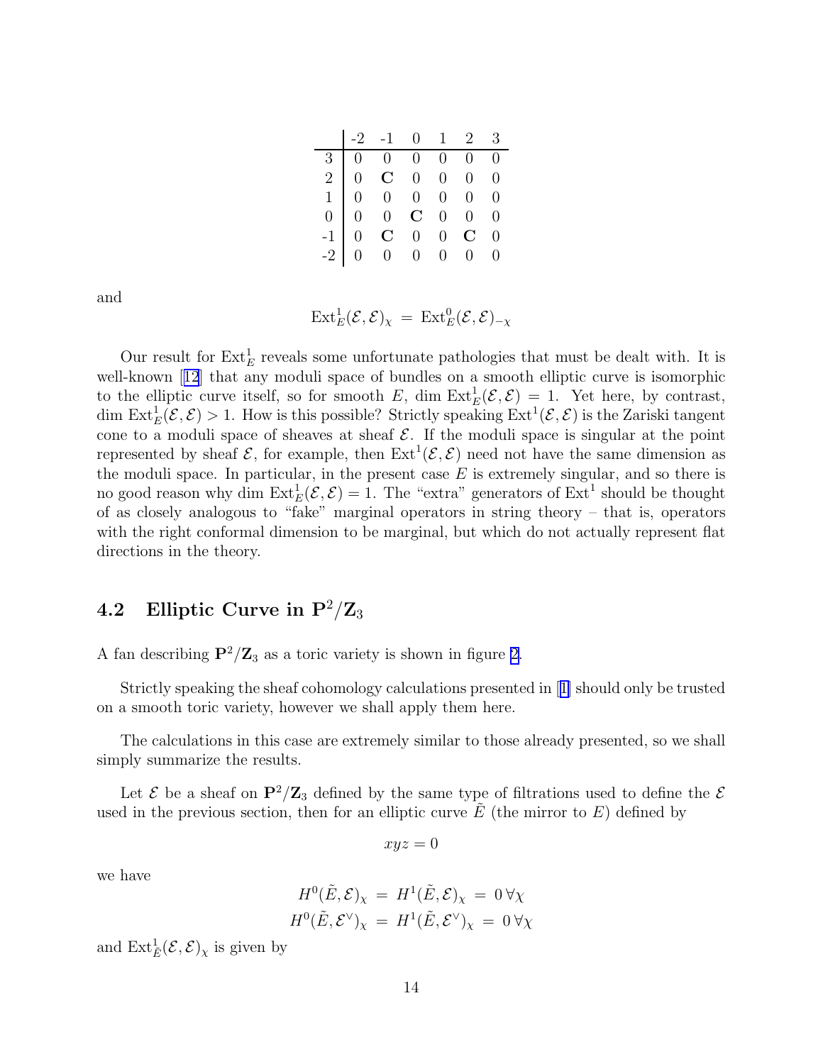|  | -2 | -1 | 0 | 1 | 2 | 3 |
|---|---|---|---|---|---|---|
| 3 | 0 | 0 | 0 | 0 | 0 | 0 |
| 2 | 0 | **C** | 0 | 0 | 0 | 0 |
| 1 | 0 | 0 | 0 | 0 | 0 | 0 |
| 0 | 0 | 0 | **C** | 0 | 0 | 0 |
| -1 | 0 | **C** | 0 | 0 | **C** | 0 |
| -2 | 0 | 0 | 0 | 0 | 0 | 0 |

and

$$\mathrm{Ext}^1_E(\mathcal{E},\mathcal{E})_\chi \;=\; \mathrm{Ext}^0_E(\mathcal{E},\mathcal{E})_{-\chi}$$

Our result for $\mathrm{Ext}^1_E$ reveals some unfortunate pathologies that must be dealt with. It is well-known [12] that any moduli space of bundles on a smooth elliptic curve is isomorphic to the elliptic curve itself, so for smooth $E$, $\dim \mathrm{Ext}^1_E(\mathcal{E},\mathcal{E}) = 1$. Yet here, by contrast, $\dim \mathrm{Ext}^1_E(\mathcal{E},\mathcal{E}) > 1$. How is this possible? Strictly speaking $\mathrm{Ext}^1(\mathcal{E},\mathcal{E})$ is the Zariski tangent cone to a moduli space of sheaves at sheaf $\mathcal{E}$. If the moduli space is singular at the point represented by sheaf $\mathcal{E}$, for example, then $\mathrm{Ext}^1(\mathcal{E},\mathcal{E})$ need not have the same dimension as the moduli space. In particular, in the present case $E$ is extremely singular, and so there is no good reason why $\dim \mathrm{Ext}^1_E(\mathcal{E},\mathcal{E}) = 1$. The "extra" generators of $\mathrm{Ext}^1$ should be thought of as closely analogous to "fake" marginal operators in string theory – that is, operators with the right conformal dimension to be marginal, but which do not actually represent flat directions in the theory.

## 4.2 Elliptic Curve in $\mathbf{P}^2/\mathbf{Z}_3$

A fan describing $\mathbf{P}^2/\mathbf{Z}_3$ as a toric variety is shown in figure 2.

Strictly speaking the sheaf cohomology calculations presented in [1] should only be trusted on a smooth toric variety, however we shall apply them here.

The calculations in this case are extremely similar to those already presented, so we shall simply summarize the results.

Let $\mathcal{E}$ be a sheaf on $\mathbf{P}^2/\mathbf{Z}_3$ defined by the same type of filtrations used to define the $\mathcal{E}$ used in the previous section, then for an elliptic curve $\tilde{E}$ (the mirror to $E$) defined by

$$xyz = 0$$

we have

$$H^0(\tilde{E},\mathcal{E})_\chi \;=\; H^1(\tilde{E},\mathcal{E})_\chi \;=\; 0 \,\forall \chi$$
$$H^0(\tilde{E},\mathcal{E}^\vee)_\chi \;=\; H^1(\tilde{E},\mathcal{E}^\vee)_\chi \;=\; 0 \,\forall \chi$$

and $\mathrm{Ext}^1_{\tilde{E}}(\mathcal{E},\mathcal{E})_\chi$ is given by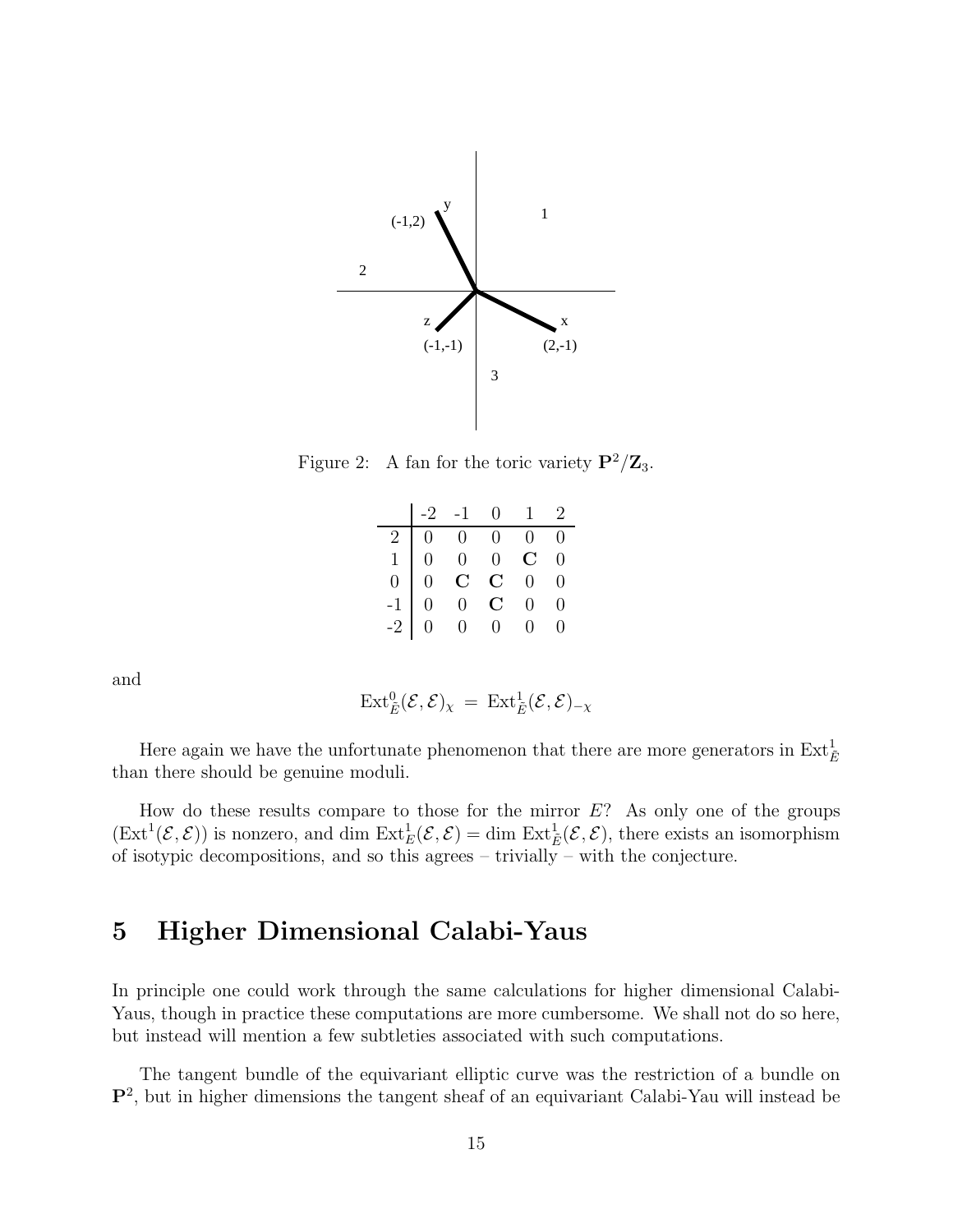Figure 2: A fan for the toric variety $\mathbf{P}^2/\mathbf{Z}_3$.

| | -2 | -1 | 0 | 1 | 2 |
|---|---|---|---|---|---|
| 2 | 0 | 0 | 0 | 0 | 0 |
| 1 | 0 | 0 | 0 | $\mathbf{C}$ | 0 |
| 0 | 0 | $\mathbf{C}$ | $\mathbf{C}$ | 0 | 0 |
| -1 | 0 | 0 | $\mathbf{C}$ | 0 | 0 |
| -2 | 0 | 0 | 0 | 0 | 0 |

and

$$\text{Ext}^0_{\tilde{E}}(\mathcal{E}, \mathcal{E})_\chi \;=\; \text{Ext}^1_{\tilde{E}}(\mathcal{E}, \mathcal{E})_{-\chi}$$

Here again we have the unfortunate phenomenon that there are more generators in $\text{Ext}^1_{\tilde{E}}$ than there should be genuine moduli.

How do these results compare to those for the mirror $E$? As only one of the groups $(\text{Ext}^1(\mathcal{E}, \mathcal{E}))$ is nonzero, and $\dim \text{Ext}^1_E(\mathcal{E}, \mathcal{E}) = \dim \text{Ext}^1_{\tilde{E}}(\mathcal{E}, \mathcal{E})$, there exists an isomorphism of isotypic decompositions, and so this agrees – trivially – with the conjecture.

# 5 Higher Dimensional Calabi-Yaus

In principle one could work through the same calculations for higher dimensional Calabi-Yaus, though in practice these computations are more cumbersome. We shall not do so here, but instead will mention a few subtleties associated with such computations.

The tangent bundle of the equivariant elliptic curve was the restriction of a bundle on $\mathbf{P}^2$, but in higher dimensions the tangent sheaf of an equivariant Calabi-Yau will instead be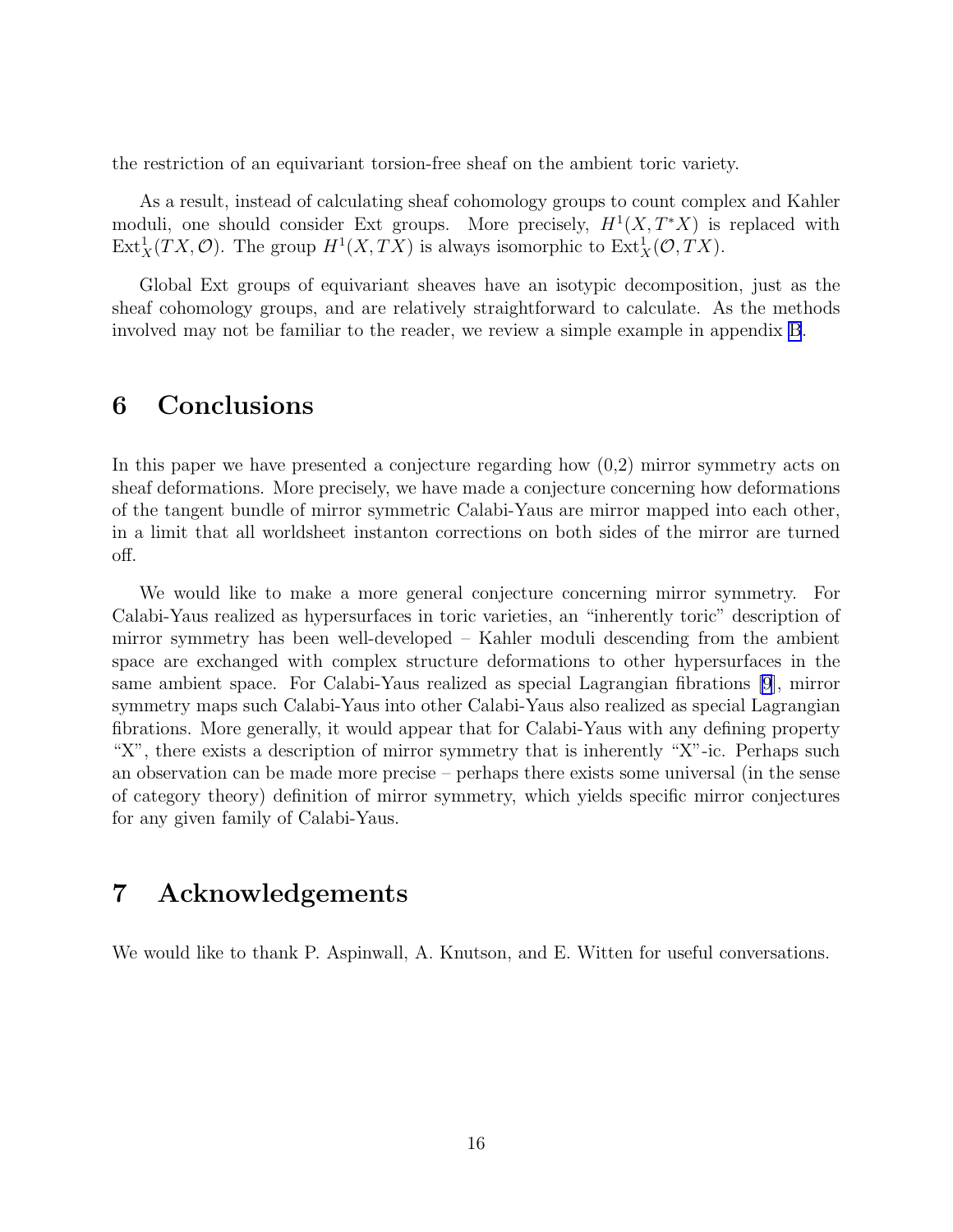the restriction of an equivariant torsion-free sheaf on the ambient toric variety.

As a result, instead of calculating sheaf cohomology groups to count complex and Kahler moduli, one should consider Ext groups. More precisely, $H^1(X, T^*X)$ is replaced with $\mathrm{Ext}^1_X(TX, \mathcal{O})$. The group $H^1(X, TX)$ is always isomorphic to $\mathrm{Ext}^1_X(\mathcal{O}, TX)$.

Global Ext groups of equivariant sheaves have an isotypic decomposition, just as the sheaf cohomology groups, and are relatively straightforward to calculate. As the methods involved may not be familiar to the reader, we review a simple example in appendix B.

# 6 Conclusions

In this paper we have presented a conjecture regarding how (0,2) mirror symmetry acts on sheaf deformations. More precisely, we have made a conjecture concerning how deformations of the tangent bundle of mirror symmetric Calabi-Yaus are mirror mapped into each other, in a limit that all worldsheet instanton corrections on both sides of the mirror are turned off.

We would like to make a more general conjecture concerning mirror symmetry. For Calabi-Yaus realized as hypersurfaces in toric varieties, an "inherently toric" description of mirror symmetry has been well-developed – Kahler moduli descending from the ambient space are exchanged with complex structure deformations to other hypersurfaces in the same ambient space. For Calabi-Yaus realized as special Lagrangian fibrations [9], mirror symmetry maps such Calabi-Yaus into other Calabi-Yaus also realized as special Lagrangian fibrations. More generally, it would appear that for Calabi-Yaus with any defining property "X", there exists a description of mirror symmetry that is inherently "X"-ic. Perhaps such an observation can be made more precise – perhaps there exists some universal (in the sense of category theory) definition of mirror symmetry, which yields specific mirror conjectures for any given family of Calabi-Yaus.

# 7 Acknowledgements

We would like to thank P. Aspinwall, A. Knutson, and E. Witten for useful conversations.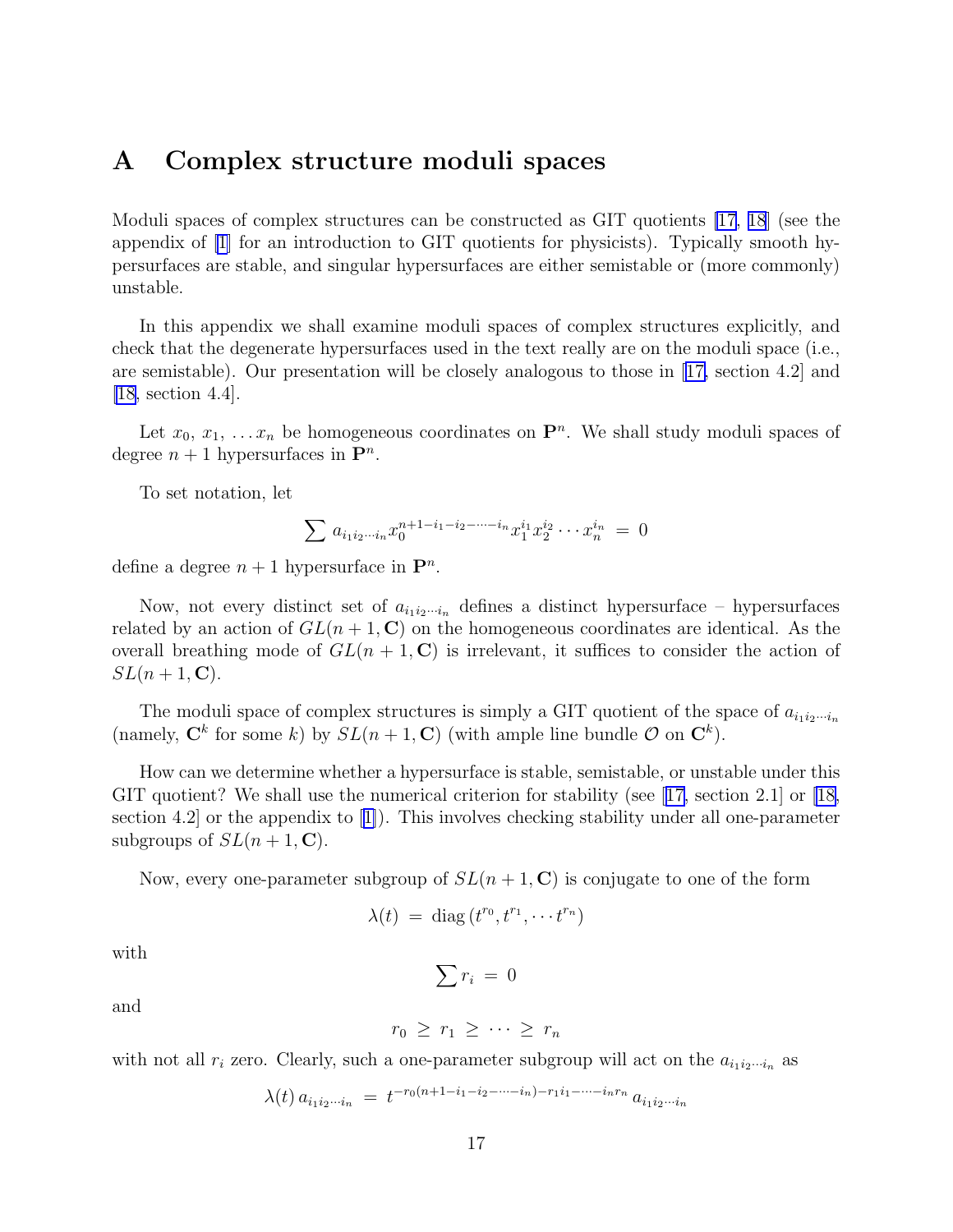# A Complex structure moduli spaces

Moduli spaces of complex structures can be constructed as GIT quotients [17, 18] (see the appendix of [1] for an introduction to GIT quotients for physicists). Typically smooth hypersurfaces are stable, and singular hypersurfaces are either semistable or (more commonly) unstable.

In this appendix we shall examine moduli spaces of complex structures explicitly, and check that the degenerate hypersurfaces used in the text really are on the moduli space (i.e., are semistable). Our presentation will be closely analogous to those in [17, section 4.2] and [18, section 4.4].

Let $x_0$, $x_1$, $\ldots x_n$ be homogeneous coordinates on $\mathbf{P}^n$. We shall study moduli spaces of degree $n+1$ hypersurfaces in $\mathbf{P}^n$.

To set notation, let

$$\sum a_{i_1 i_2 \cdots i_n} x_0^{n+1-i_1-i_2-\cdots-i_n} x_1^{i_1} x_2^{i_2} \cdots x_n^{i_n} \;=\; 0$$

define a degree $n+1$ hypersurface in $\mathbf{P}^n$.

Now, not every distinct set of $a_{i_1 i_2 \cdots i_n}$ defines a distinct hypersurface – hypersurfaces related by an action of $GL(n+1, \mathbf{C})$ on the homogeneous coordinates are identical. As the overall breathing mode of $GL(n+1, \mathbf{C})$ is irrelevant, it suffices to consider the action of $SL(n+1, \mathbf{C})$.

The moduli space of complex structures is simply a GIT quotient of the space of $a_{i_1 i_2 \cdots i_n}$ (namely, $\mathbf{C}^k$ for some $k$) by $SL(n+1, \mathbf{C})$ (with ample line bundle $\mathcal{O}$ on $\mathbf{C}^k$).

How can we determine whether a hypersurface is stable, semistable, or unstable under this GIT quotient? We shall use the numerical criterion for stability (see [17, section 2.1] or [18, section 4.2] or the appendix to [1]). This involves checking stability under all one-parameter subgroups of $SL(n+1, \mathbf{C})$.

Now, every one-parameter subgroup of $SL(n+1, \mathbf{C})$ is conjugate to one of the form

$$\lambda(t) \;=\; \mathrm{diag}\left(t^{r_0}, t^{r_1}, \cdots t^{r_n}\right)$$

with

$$\sum r_i \;=\; 0$$

and

$$r_0 \;\geq\; r_1 \;\geq\; \cdots \;\geq\; r_n$$

with not all $r_i$ zero. Clearly, such a one-parameter subgroup will act on the $a_{i_1 i_2 \cdots i_n}$ as

$$\lambda(t)\, a_{i_1 i_2 \cdots i_n} \;=\; t^{-r_0(n+1-i_1-i_2-\cdots-i_n)-r_1 i_1-\cdots-i_n r_n}\, a_{i_1 i_2 \cdots i_n}$$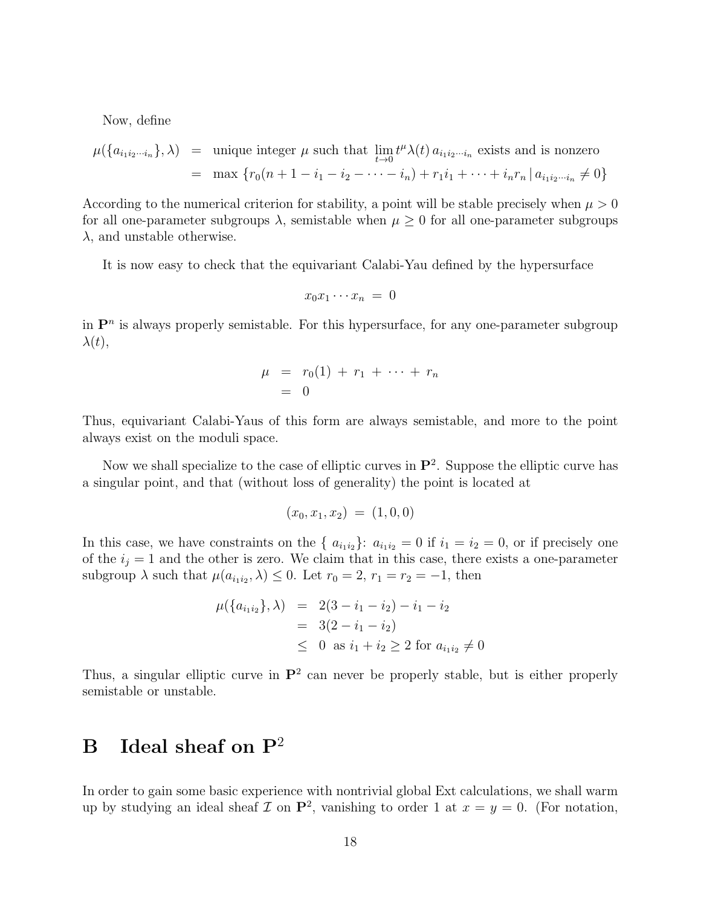Now, define

$$\begin{aligned}
\mu(\{a_{i_1 i_2 \cdots i_n}\}, \lambda) &= \text{unique integer } \mu \text{ such that } \lim_{t \to 0} t^{\mu} \lambda(t)\, a_{i_1 i_2 \cdots i_n} \text{ exists and is nonzero} \\
&= \max \{ r_0(n+1-i_1-i_2-\cdots-i_n) + r_1 i_1 + \cdots + i_n r_n \,|\, a_{i_1 i_2 \cdots i_n} \neq 0 \}
\end{aligned}$$

According to the numerical criterion for stability, a point will be stable precisely when $\mu > 0$ for all one-parameter subgroups $\lambda$, semistable when $\mu \geq 0$ for all one-parameter subgroups $\lambda$, and unstable otherwise.

It is now easy to check that the equivariant Calabi-Yau defined by the hypersurface

$$x_0 x_1 \cdots x_n \;=\; 0$$

in $\mathbf{P}^n$ is always properly semistable. For this hypersurface, for any one-parameter subgroup $\lambda(t)$,

$$\begin{aligned}
\mu &= r_0(1) \;+\; r_1 \;+\; \cdots \;+\; r_n \\
&= 0
\end{aligned}$$

Thus, equivariant Calabi-Yaus of this form are always semistable, and more to the point always exist on the moduli space.

Now we shall specialize to the case of elliptic curves in $\mathbf{P}^2$. Suppose the elliptic curve has a singular point, and that (without loss of generality) the point is located at

$$(x_0, x_1, x_2) \;=\; (1, 0, 0)$$

In this case, we have constraints on the $\{ a_{i_1 i_2} \}$: $a_{i_1 i_2} = 0$ if $i_1 = i_2 = 0$, or if precisely one of the $i_j = 1$ and the other is zero. We claim that in this case, there exists a one-parameter subgroup $\lambda$ such that $\mu(a_{i_1 i_2}, \lambda) \leq 0$. Let $r_0 = 2$, $r_1 = r_2 = -1$, then

$$\begin{aligned}
\mu(\{a_{i_1 i_2}\}, \lambda) &= 2(3 - i_1 - i_2) - i_1 - i_2 \\
&= 3(2 - i_1 - i_2) \\
&\leq 0 \;\text{ as } i_1 + i_2 \geq 2 \text{ for } a_{i_1 i_2} \neq 0
\end{aligned}$$

Thus, a singular elliptic curve in $\mathbf{P}^2$ can never be properly stable, but is either properly semistable or unstable.

# B Ideal sheaf on $\mathbf{P}^2$

In order to gain some basic experience with nontrivial global Ext calculations, we shall warm up by studying an ideal sheaf $\mathcal{I}$ on $\mathbf{P}^2$, vanishing to order 1 at $x = y = 0$. (For notation,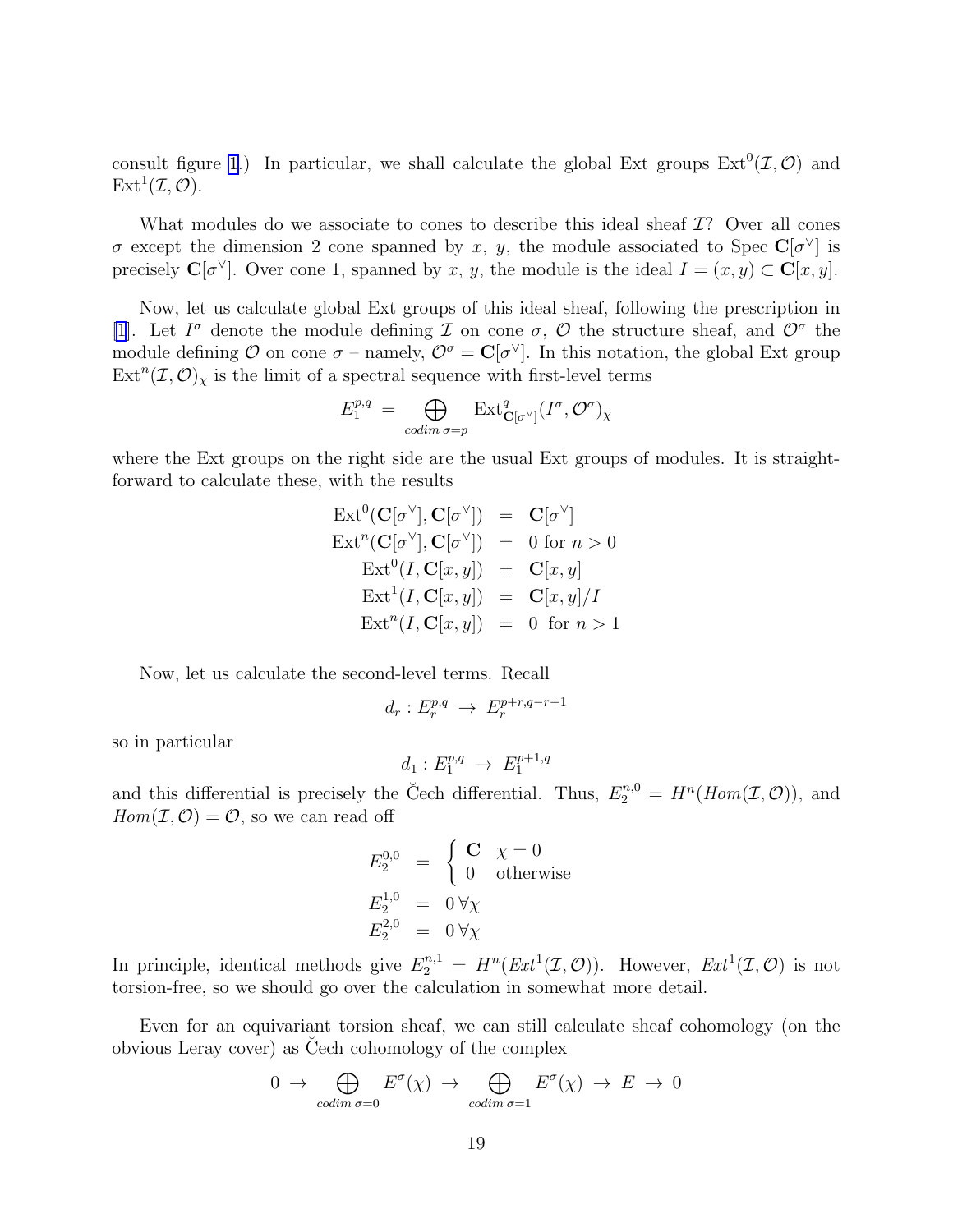consult figure [1].) In particular, we shall calculate the global Ext groups $\text{Ext}^0(\mathcal{I}, \mathcal{O})$ and $\text{Ext}^1(\mathcal{I}, \mathcal{O})$.

What modules do we associate to cones to describe this ideal sheaf $\mathcal{I}$? Over all cones $\sigma$ except the dimension 2 cone spanned by $x$, $y$, the module associated to Spec $\mathbf{C}[\sigma^\vee]$ is precisely $\mathbf{C}[\sigma^\vee]$. Over cone 1, spanned by $x$, $y$, the module is the ideal $I = (x, y) \subset \mathbf{C}[x, y]$.

Now, let us calculate global Ext groups of this ideal sheaf, following the prescription in [1]. Let $I^\sigma$ denote the module defining $\mathcal{I}$ on cone $\sigma$, $\mathcal{O}$ the structure sheaf, and $\mathcal{O}^\sigma$ the module defining $\mathcal{O}$ on cone $\sigma$ – namely, $\mathcal{O}^\sigma = \mathbf{C}[\sigma^\vee]$. In this notation, the global Ext group $\text{Ext}^n(\mathcal{I}, \mathcal{O})_\chi$ is the limit of a spectral sequence with first-level terms

$$E_1^{p,q} = \bigoplus_{codim\, \sigma = p} \text{Ext}^q_{\mathbf{C}[\sigma^\vee]}(I^\sigma, \mathcal{O}^\sigma)_\chi$$

where the Ext groups on the right side are the usual Ext groups of modules. It is straightforward to calculate these, with the results

$$\begin{aligned}
\text{Ext}^0(\mathbf{C}[\sigma^\vee], \mathbf{C}[\sigma^\vee]) &= \mathbf{C}[\sigma^\vee] \\
\text{Ext}^n(\mathbf{C}[\sigma^\vee], \mathbf{C}[\sigma^\vee]) &= 0 \text{ for } n > 0 \\
\text{Ext}^0(I, \mathbf{C}[x, y]) &= \mathbf{C}[x, y] \\
\text{Ext}^1(I, \mathbf{C}[x, y]) &= \mathbf{C}[x, y]/I \\
\text{Ext}^n(I, \mathbf{C}[x, y]) &= 0 \text{ for } n > 1
\end{aligned}$$

Now, let us calculate the second-level terms. Recall

$$d_r : E_r^{p,q} \to E_r^{p+r, q-r+1}$$

so in particular

$$d_1 : E_1^{p,q} \to E_1^{p+1,q}$$

and this differential is precisely the Čech differential. Thus, $E_2^{n,0} = H^n(Hom(\mathcal{I}, \mathcal{O}))$, and $Hom(\mathcal{I}, \mathcal{O}) = \mathcal{O}$, so we can read off

$$\begin{aligned}
E_2^{0,0} &= \begin{cases} \mathbf{C} & \chi = 0 \\ 0 & \text{otherwise} \end{cases} \\
E_2^{1,0} &= 0 \, \forall \chi \\
E_2^{2,0} &= 0 \, \forall \chi
\end{aligned}$$

In principle, identical methods give $E_2^{n,1} = H^n(Ext^1(\mathcal{I}, \mathcal{O}))$. However, $Ext^1(\mathcal{I}, \mathcal{O})$ is not torsion-free, so we should go over the calculation in somewhat more detail.

Even for an equivariant torsion sheaf, we can still calculate sheaf cohomology (on the obvious Leray cover) as Čech cohomology of the complex

$$0 \to \bigoplus_{codim\, \sigma = 0} E^\sigma(\chi) \to \bigoplus_{codim\, \sigma = 1} E^\sigma(\chi) \to E \to 0$$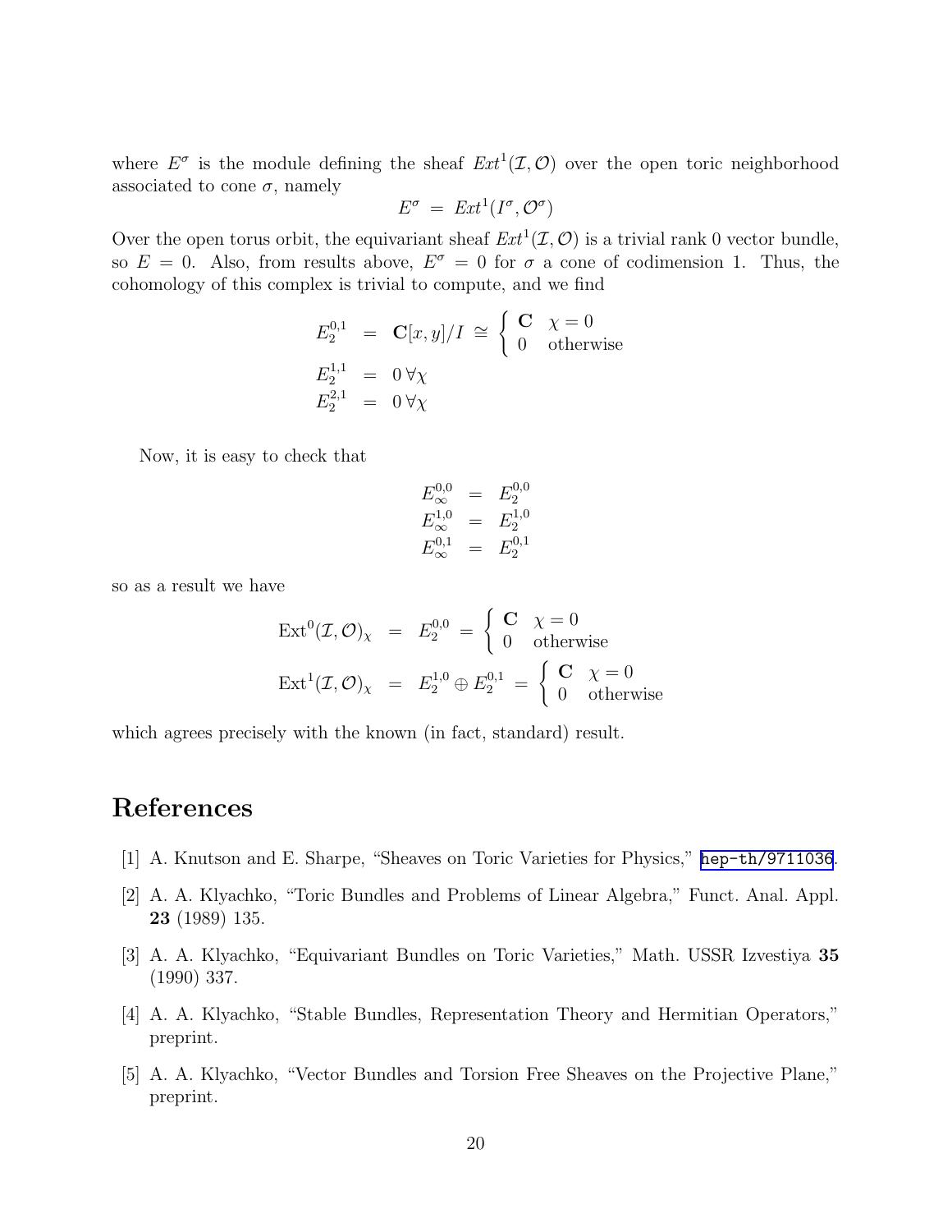where $E^\sigma$ is the module defining the sheaf $Ext^1(\mathcal{I}, \mathcal{O})$ over the open toric neighborhood associated to cone $\sigma$, namely

$$E^\sigma \;=\; Ext^1(I^\sigma, \mathcal{O}^\sigma)$$

Over the open torus orbit, the equivariant sheaf $Ext^1(\mathcal{I}, \mathcal{O})$ is a trivial rank 0 vector bundle, so $E = 0$. Also, from results above, $E^\sigma = 0$ for $\sigma$ a cone of codimension 1. Thus, the cohomology of this complex is trivial to compute, and we find

$$
\begin{aligned}
E_2^{0,1} &= \mathbf{C}[x,y]/I \;\cong\; \begin{cases} \mathbf{C} & \chi = 0 \\ 0 & \text{otherwise} \end{cases} \\
E_2^{1,1} &= 0 \;\forall \chi \\
E_2^{2,1} &= 0 \;\forall \chi
\end{aligned}
$$

Now, it is easy to check that

$$
\begin{aligned}
E_\infty^{0,0} &= E_2^{0,0} \\
E_\infty^{1,0} &= E_2^{1,0} \\
E_\infty^{0,1} &= E_2^{0,1}
\end{aligned}
$$

so as a result we have

$$
\begin{aligned}
\mathrm{Ext}^0(\mathcal{I}, \mathcal{O})_\chi &= E_2^{0,0} = \begin{cases} \mathbf{C} & \chi = 0 \\ 0 & \text{otherwise} \end{cases} \\
\mathrm{Ext}^1(\mathcal{I}, \mathcal{O})_\chi &= E_2^{1,0} \oplus E_2^{0,1} = \begin{cases} \mathbf{C} & \chi = 0 \\ 0 & \text{otherwise} \end{cases}
\end{aligned}
$$

which agrees precisely with the known (in fact, standard) result.

# References

[1] A. Knutson and E. Sharpe, "Sheaves on Toric Varieties for Physics," hep-th/9711036.

[2] A. A. Klyachko, "Toric Bundles and Problems of Linear Algebra," Funct. Anal. Appl. **23** (1989) 135.

[3] A. A. Klyachko, "Equivariant Bundles on Toric Varieties," Math. USSR Izvestiya **35** (1990) 337.

[4] A. A. Klyachko, "Stable Bundles, Representation Theory and Hermitian Operators," preprint.

[5] A. A. Klyachko, "Vector Bundles and Torsion Free Sheaves on the Projective Plane," preprint.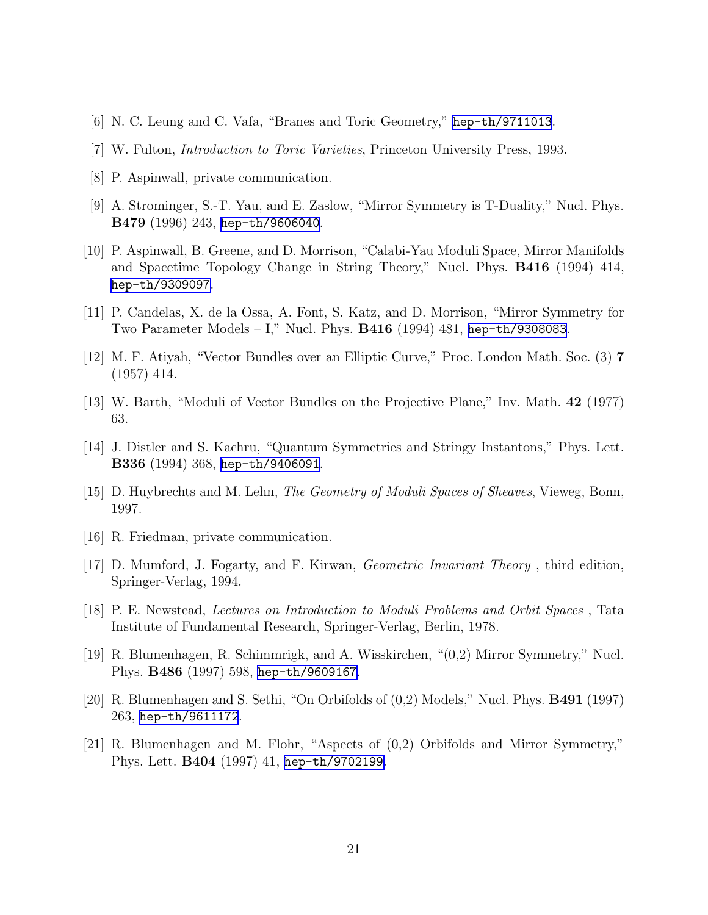[6] N. C. Leung and C. Vafa, "Branes and Toric Geometry," hep-th/9711013.

[7] W. Fulton, *Introduction to Toric Varieties*, Princeton University Press, 1993.

[8] P. Aspinwall, private communication.

[9] A. Strominger, S.-T. Yau, and E. Zaslow, "Mirror Symmetry is T-Duality," Nucl. Phys. **B479** (1996) 243, hep-th/9606040.

[10] P. Aspinwall, B. Greene, and D. Morrison, "Calabi-Yau Moduli Space, Mirror Manifolds and Spacetime Topology Change in String Theory," Nucl. Phys. **B416** (1994) 414, hep-th/9309097.

[11] P. Candelas, X. de la Ossa, A. Font, S. Katz, and D. Morrison, "Mirror Symmetry for Two Parameter Models – I," Nucl. Phys. **B416** (1994) 481, hep-th/9308083.

[12] M. F. Atiyah, "Vector Bundles over an Elliptic Curve," Proc. London Math. Soc. (3) **7** (1957) 414.

[13] W. Barth, "Moduli of Vector Bundles on the Projective Plane," Inv. Math. **42** (1977) 63.

[14] J. Distler and S. Kachru, "Quantum Symmetries and Stringy Instantons," Phys. Lett. **B336** (1994) 368, hep-th/9406091.

[15] D. Huybrechts and M. Lehn, *The Geometry of Moduli Spaces of Sheaves*, Vieweg, Bonn, 1997.

[16] R. Friedman, private communication.

[17] D. Mumford, J. Fogarty, and F. Kirwan, *Geometric Invariant Theory* , third edition, Springer-Verlag, 1994.

[18] P. E. Newstead, *Lectures on Introduction to Moduli Problems and Orbit Spaces* , Tata Institute of Fundamental Research, Springer-Verlag, Berlin, 1978.

[19] R. Blumenhagen, R. Schimmrigk, and A. Wisskirchen, "(0,2) Mirror Symmetry," Nucl. Phys. **B486** (1997) 598, hep-th/9609167.

[20] R. Blumenhagen and S. Sethi, "On Orbifolds of (0,2) Models," Nucl. Phys. **B491** (1997) 263, hep-th/9611172.

[21] R. Blumenhagen and M. Flohr, "Aspects of (0,2) Orbifolds and Mirror Symmetry," Phys. Lett. **B404** (1997) 41, hep-th/9702199.